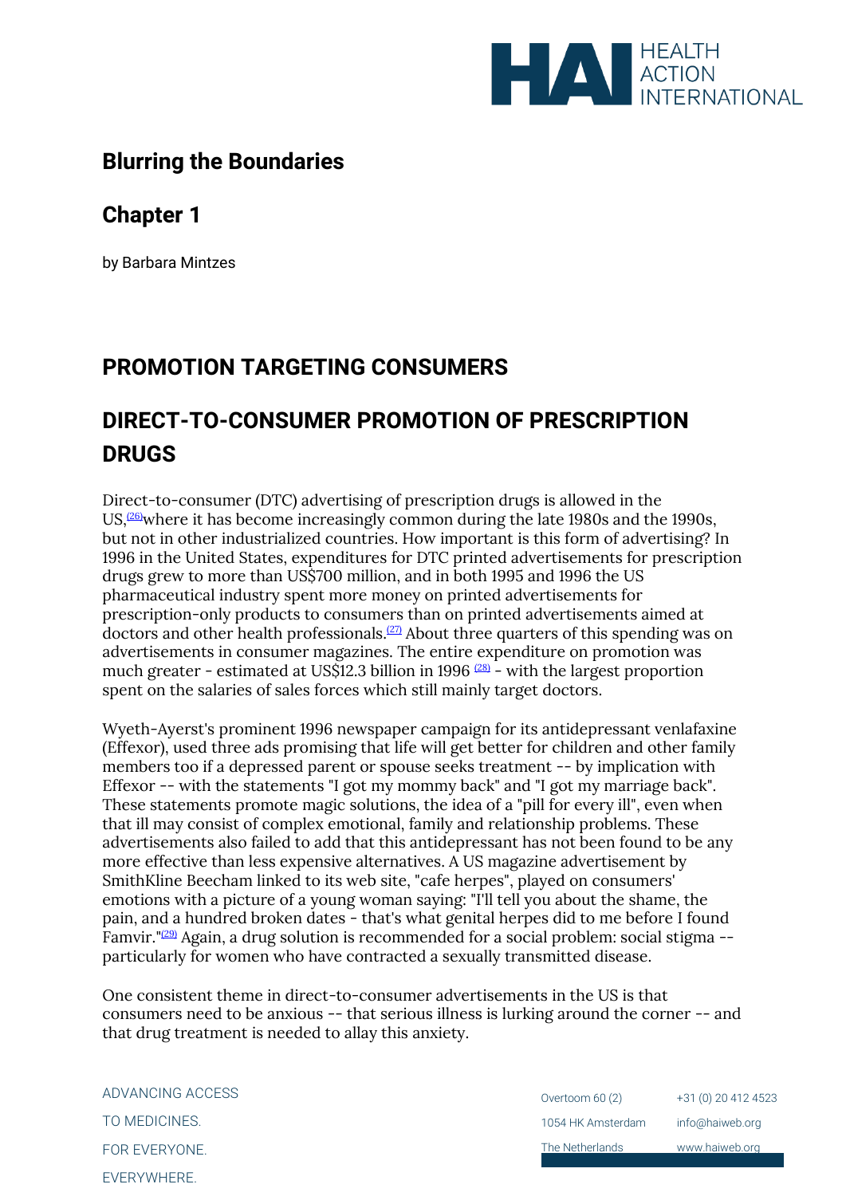## Blurring the Boundaries

## Chapter 1

by Barbara Mintzes

## PROMOTION TARGETING CONSUMERS

## DIRECT-TO-CONSUMER PROMOTION OF PRESCRIPTION DRUGS

Direct-to-consumer (DTC) advertising of prescription drugs is allowed in the US,[26] where it has become increasingly common during the late 1980s and the 1990s, but not in other industrialized countries. How important is this form of advertising? In 1996 in the United States, expenditures for DTC printed advertisements for prescription drugs grew to more than US$700 million, and in both 1995 and 1996 the US pharmaceutical industry spent more money on printed advertisements for prescription-only products to consumers than on printed advertisements aimed at doctors and other health professionals.[27] About three quarters of this spending was on advertisements in consumer magazines. The entire expenditure on promotion was much greater - estimated at US$12.3 billion in 1996 [28] - with the largest proportion spent on the salaries of sales forces which still mainly target doctors.

Wyeth-Ayerst's prominent 1996 newspaper campaign for its antidepressant venlafaxine (Effexor), used three ads promising that life will get better for children and other family members too if a depressed parent or spouse seeks treatment -- by implication with Effexor -- with the statements "I got my mommy back" and "I got my marriage back". These statements promote magic solutions, the idea of a "pill for every ill", even when that ill may consist of complex emotional, family and relationship problems. These advertisements also failed to add that this antidepressant has not been found to be any more effective than less expensive alternatives. A US magazine advertisement by SmithKline Beecham linked to its web site, "cafe herpes", played on consumers' emotions with a picture of a young woman saying: "I'll tell you about the shame, the pain, and a hundred broken dates - that's what genital herpes did to me before I found Famvir."[29] Again, a drug solution is recommended for a social problem: social stigma -- particularly for women who have contracted a sexually transmitted disease.

One consistent theme in direct-to-consumer advertisements in the US is that consumers need to be anxious -- that serious illness is lurking around the corner -- and that drug treatment is needed to allay this anxiety.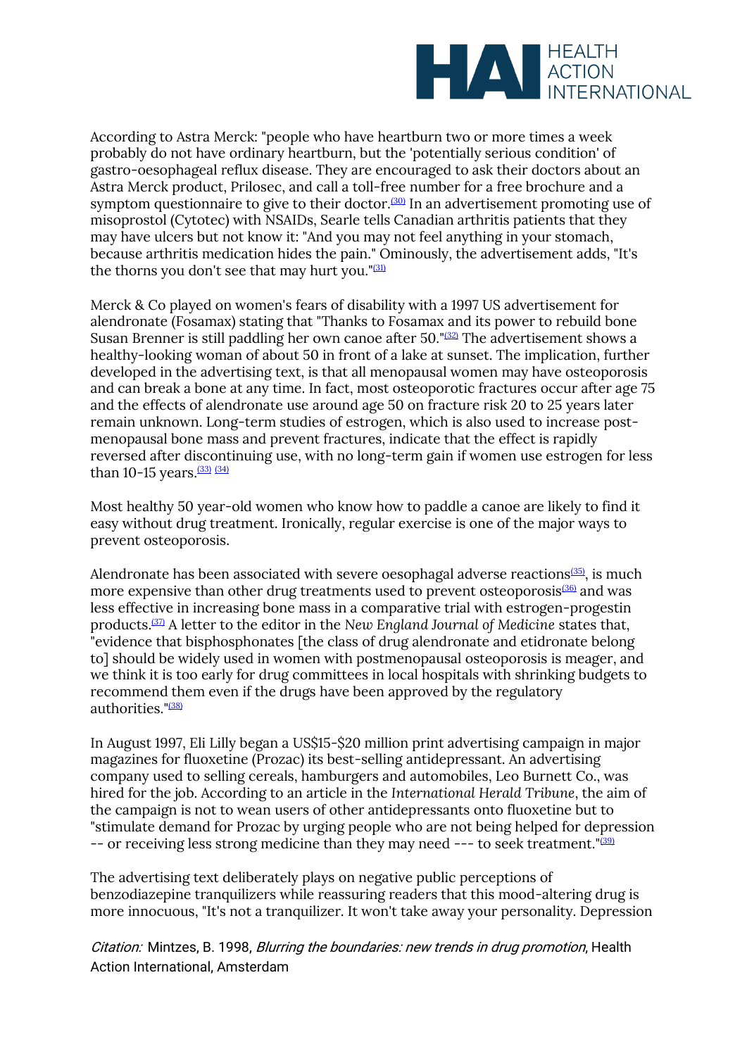According to Astra Merck: "people who have heartburn two or more times a week probably do not have ordinary heartburn, but the 'potentially serious condition' of gastro-oesophageal reflux disease. They are encouraged to ask their doctors about an Astra Merck product, Prilosec, and call a toll-free number for a free brochure and a symptom questionnaire to give to their doctor.[30] In an advertisement promoting use of misoprostol (Cytotec) with NSAIDs, Searle tells Canadian arthritis patients that they may have ulcers but not know it: "And you may not feel anything in your stomach, because arthritis medication hides the pain." Ominously, the advertisement adds, "It's the thorns you don't see that may hurt you."[31]

Merck & Co played on women's fears of disability with a 1997 US advertisement for alendronate (Fosamax) stating that "Thanks to Fosamax and its power to rebuild bone Susan Brenner is still paddling her own canoe after 50."[32] The advertisement shows a healthy-looking woman of about 50 in front of a lake at sunset. The implication, further developed in the advertising text, is that all menopausal women may have osteoporosis and can break a bone at any time. In fact, most osteoporotic fractures occur after age 75 and the effects of alendronate use around age 50 on fracture risk 20 to 25 years later remain unknown. Long-term studies of estrogen, which is also used to increase post-menopausal bone mass and prevent fractures, indicate that the effect is rapidly reversed after discontinuing use, with no long-term gain if women use estrogen for less than 10-15 years.[33] [34]

Most healthy 50 year-old women who know how to paddle a canoe are likely to find it easy without drug treatment. Ironically, regular exercise is one of the major ways to prevent osteoporosis.

Alendronate has been associated with severe oesophagal adverse reactions[35], is much more expensive than other drug treatments used to prevent osteoporosis[36] and was less effective in increasing bone mass in a comparative trial with estrogen-progestin products.[37] A letter to the editor in the *New England Journal of Medicine* states that, "evidence that bisphosphonates [the class of drug alendronate and etidronate belong to] should be widely used in women with postmenopausal osteoporosis is meager, and we think it is too early for drug committees in local hospitals with shrinking budgets to recommend them even if the drugs have been approved by the regulatory authorities."[38]

In August 1997, Eli Lilly began a US$15-$20 million print advertising campaign in major magazines for fluoxetine (Prozac) its best-selling antidepressant. An advertising company used to selling cereals, hamburgers and automobiles, Leo Burnett Co., was hired for the job. According to an article in the *International Herald Tribune*, the aim of the campaign is not to wean users of other antidepressants onto fluoxetine but to "stimulate demand for Prozac by urging people who are not being helped for depression -- or receiving less strong medicine than they may need --- to seek treatment."[39]

The advertising text deliberately plays on negative public perceptions of benzodiazepine tranquilizers while reassuring readers that this mood-altering drug is more innocuous, "It's not a tranquilizer. It won't take away your personality. Depression

*Citation:* Mintzes, B. 1998, *Blurring the boundaries: new trends in drug promotion*, Health Action International, Amsterdam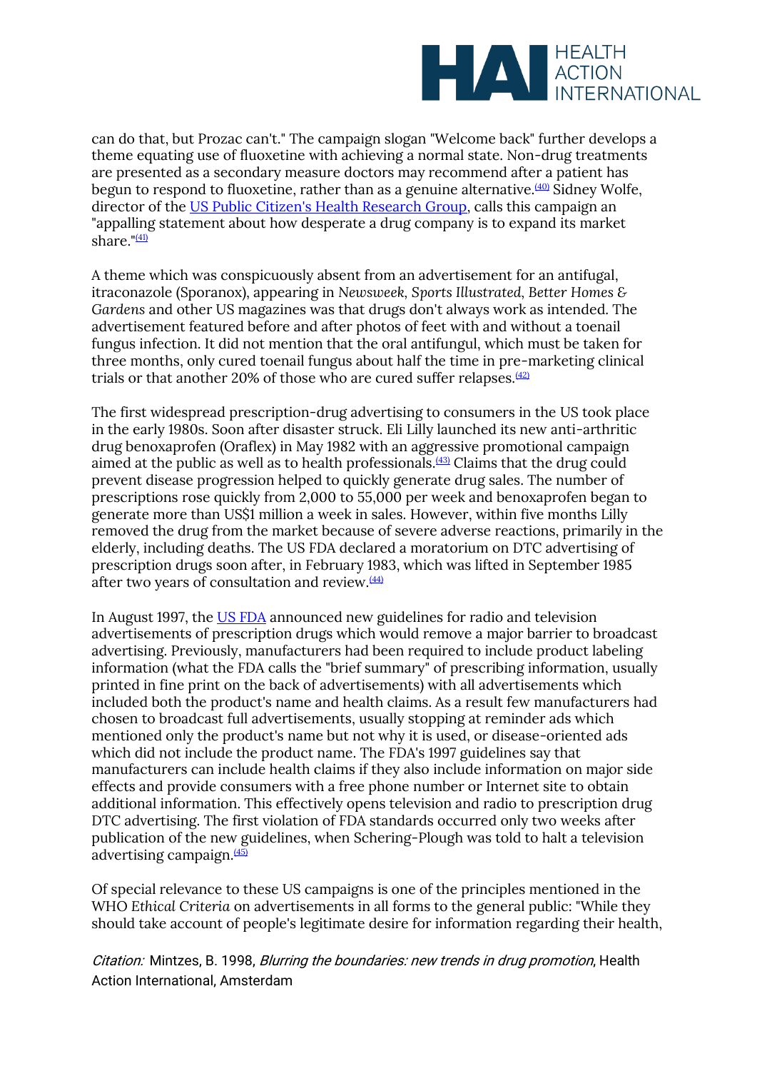can do that, but Prozac can't." The campaign slogan "Welcome back" further develops a theme equating use of fluoxetine with achieving a normal state. Non-drug treatments are presented as a secondary measure doctors may recommend after a patient has begun to respond to fluoxetine, rather than as a genuine alternative.[40] Sidney Wolfe, director of the US Public Citizen's Health Research Group, calls this campaign an "appalling statement about how desperate a drug company is to expand its market share."[41]

A theme which was conspicuously absent from an advertisement for an antifugal, itraconazole (Sporanox), appearing in *Newsweek*, *Sports Illustrated*, *Better Homes & Gardens* and other US magazines was that drugs don't always work as intended. The advertisement featured before and after photos of feet with and without a toenail fungus infection. It did not mention that the oral antifungul, which must be taken for three months, only cured toenail fungus about half the time in pre-marketing clinical trials or that another 20% of those who are cured suffer relapses.[42]

The first widespread prescription-drug advertising to consumers in the US took place in the early 1980s. Soon after disaster struck. Eli Lilly launched its new anti-arthritic drug benoxaprofen (Oraflex) in May 1982 with an aggressive promotional campaign aimed at the public as well as to health professionals.[43] Claims that the drug could prevent disease progression helped to quickly generate drug sales. The number of prescriptions rose quickly from 2,000 to 55,000 per week and benoxaprofen began to generate more than US$1 million a week in sales. However, within five months Lilly removed the drug from the market because of severe adverse reactions, primarily in the elderly, including deaths. The US FDA declared a moratorium on DTC advertising of prescription drugs soon after, in February 1983, which was lifted in September 1985 after two years of consultation and review.[44]

In August 1997, the US FDA announced new guidelines for radio and television advertisements of prescription drugs which would remove a major barrier to broadcast advertising. Previously, manufacturers had been required to include product labeling information (what the FDA calls the "brief summary" of prescribing information, usually printed in fine print on the back of advertisements) with all advertisements which included both the product's name and health claims. As a result few manufacturers had chosen to broadcast full advertisements, usually stopping at reminder ads which mentioned only the product's name but not why it is used, or disease-oriented ads which did not include the product name. The FDA's 1997 guidelines say that manufacturers can include health claims if they also include information on major side effects and provide consumers with a free phone number or Internet site to obtain additional information. This effectively opens television and radio to prescription drug DTC advertising. The first violation of FDA standards occurred only two weeks after publication of the new guidelines, when Schering-Plough was told to halt a television advertising campaign.[45]

Of special relevance to these US campaigns is one of the principles mentioned in the WHO *Ethical Criteria* on advertisements in all forms to the general public: "While they should take account of people's legitimate desire for information regarding their health,

*Citation:* Mintzes, B. 1998, *Blurring the boundaries: new trends in drug promotion*, Health Action International, Amsterdam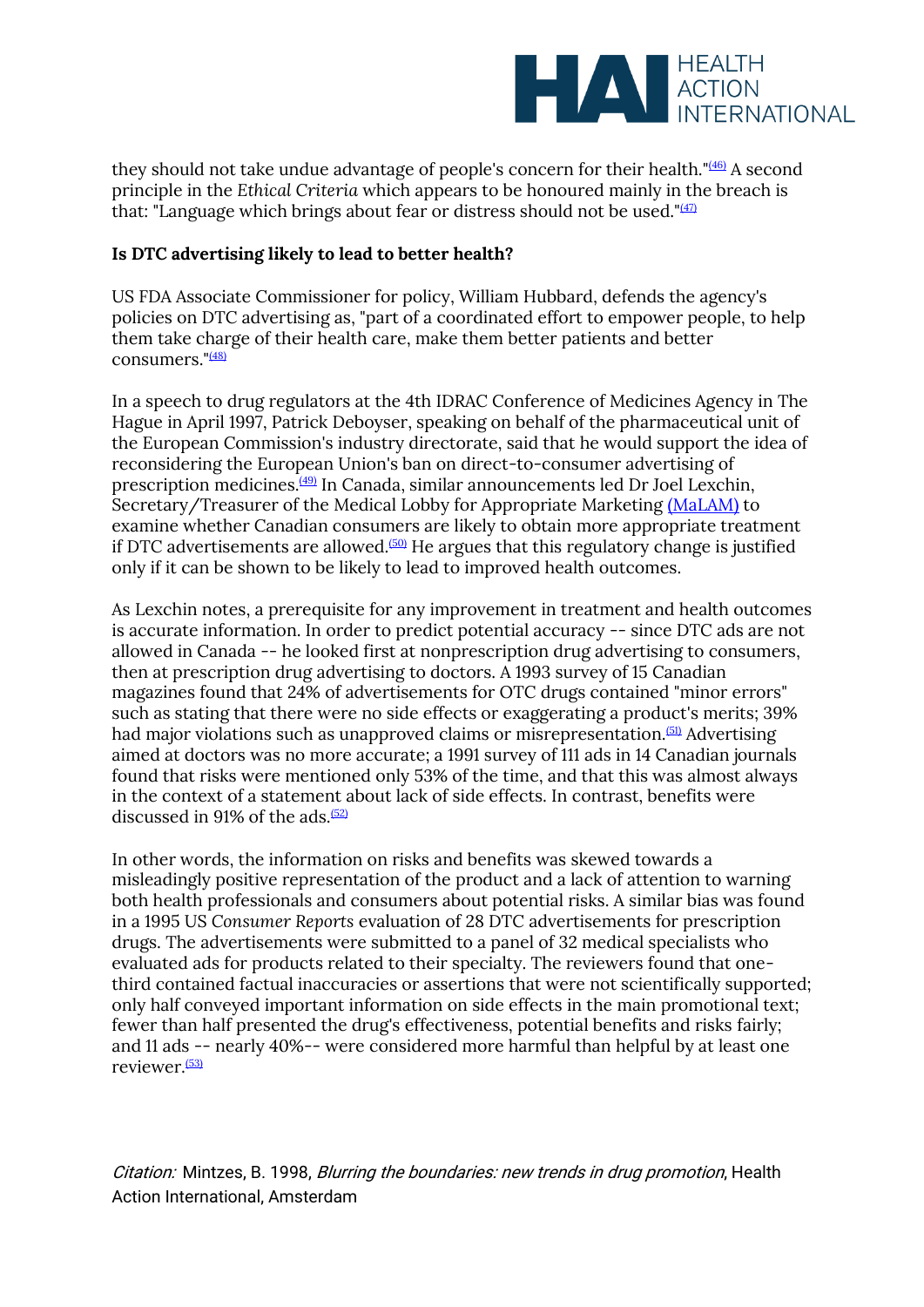they should not take undue advantage of people's concern for their health."[46] A second principle in the *Ethical Criteria* which appears to be honoured mainly in the breach is that: "Language which brings about fear or distress should not be used."[47]

**Is DTC advertising likely to lead to better health?**

US FDA Associate Commissioner for policy, William Hubbard, defends the agency's policies on DTC advertising as, "part of a coordinated effort to empower people, to help them take charge of their health care, make them better patients and better consumers."[48]

In a speech to drug regulators at the 4th IDRAC Conference of Medicines Agency in The Hague in April 1997, Patrick Deboyser, speaking on behalf of the pharmaceutical unit of the European Commission's industry directorate, said that he would support the idea of reconsidering the European Union's ban on direct-to-consumer advertising of prescription medicines.[49] In Canada, similar announcements led Dr Joel Lexchin, Secretary/Treasurer of the Medical Lobby for Appropriate Marketing (MaLAM) to examine whether Canadian consumers are likely to obtain more appropriate treatment if DTC advertisements are allowed.[50] He argues that this regulatory change is justified only if it can be shown to be likely to lead to improved health outcomes.

As Lexchin notes, a prerequisite for any improvement in treatment and health outcomes is accurate information. In order to predict potential accuracy -- since DTC ads are not allowed in Canada -- he looked first at nonprescription drug advertising to consumers, then at prescription drug advertising to doctors. A 1993 survey of 15 Canadian magazines found that 24% of advertisements for OTC drugs contained "minor errors" such as stating that there were no side effects or exaggerating a product's merits; 39% had major violations such as unapproved claims or misrepresentation.[51] Advertising aimed at doctors was no more accurate; a 1991 survey of 111 ads in 14 Canadian journals found that risks were mentioned only 53% of the time, and that this was almost always in the context of a statement about lack of side effects. In contrast, benefits were discussed in 91% of the ads.[52]

In other words, the information on risks and benefits was skewed towards a misleadingly positive representation of the product and a lack of attention to warning both health professionals and consumers about potential risks. A similar bias was found in a 1995 US *Consumer Reports* evaluation of 28 DTC advertisements for prescription drugs. The advertisements were submitted to a panel of 32 medical specialists who evaluated ads for products related to their specialty. The reviewers found that one-third contained factual inaccuracies or assertions that were not scientifically supported; only half conveyed important information on side effects in the main promotional text; fewer than half presented the drug's effectiveness, potential benefits and risks fairly; and 11 ads -- nearly 40%-- were considered more harmful than helpful by at least one reviewer.[53]

*Citation:* Mintzes, B. 1998, *Blurring the boundaries: new trends in drug promotion*, Health Action International, Amsterdam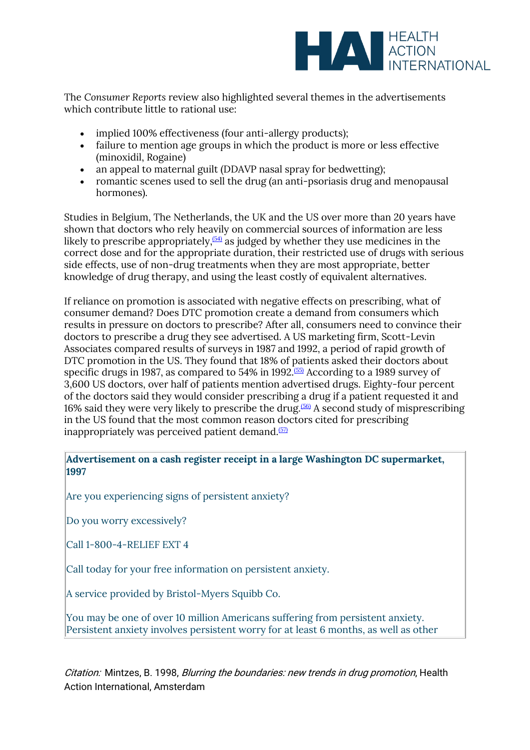The *Consumer Reports* review also highlighted several themes in the advertisements which contribute little to rational use:

- implied 100% effectiveness (four anti-allergy products);
- failure to mention age groups in which the product is more or less effective (minoxidil, Rogaine)
- an appeal to maternal guilt (DDAVP nasal spray for bedwetting);
- romantic scenes used to sell the drug (an anti-psoriasis drug and menopausal hormones).

Studies in Belgium, The Netherlands, the UK and the US over more than 20 years have shown that doctors who rely heavily on commercial sources of information are less likely to prescribe appropriately,[54] as judged by whether they use medicines in the correct dose and for the appropriate duration, their restricted use of drugs with serious side effects, use of non-drug treatments when they are most appropriate, better knowledge of drug therapy, and using the least costly of equivalent alternatives.

If reliance on promotion is associated with negative effects on prescribing, what of consumer demand? Does DTC promotion create a demand from consumers which results in pressure on doctors to prescribe? After all, consumers need to convince their doctors to prescribe a drug they see advertised. A US marketing firm, Scott-Levin Associates compared results of surveys in 1987 and 1992, a period of rapid growth of DTC promotion in the US. They found that 18% of patients asked their doctors about specific drugs in 1987, as compared to 54% in 1992.[55] According to a 1989 survey of 3,600 US doctors, over half of patients mention advertised drugs. Eighty-four percent of the doctors said they would consider prescribing a drug if a patient requested it and 16% said they were very likely to prescribe the drug.[56] A second study of misprescribing in the US found that the most common reason doctors cited for prescribing inappropriately was perceived patient demand.[57]

**Advertisement on a cash register receipt in a large Washington DC supermarket, 1997**

Are you experiencing signs of persistent anxiety?

Do you worry excessively?

Call 1-800-4-RELIEF EXT 4

Call today for your free information on persistent anxiety.

A service provided by Bristol-Myers Squibb Co.

You may be one of over 10 million Americans suffering from persistent anxiety. Persistent anxiety involves persistent worry for at least 6 months, as well as other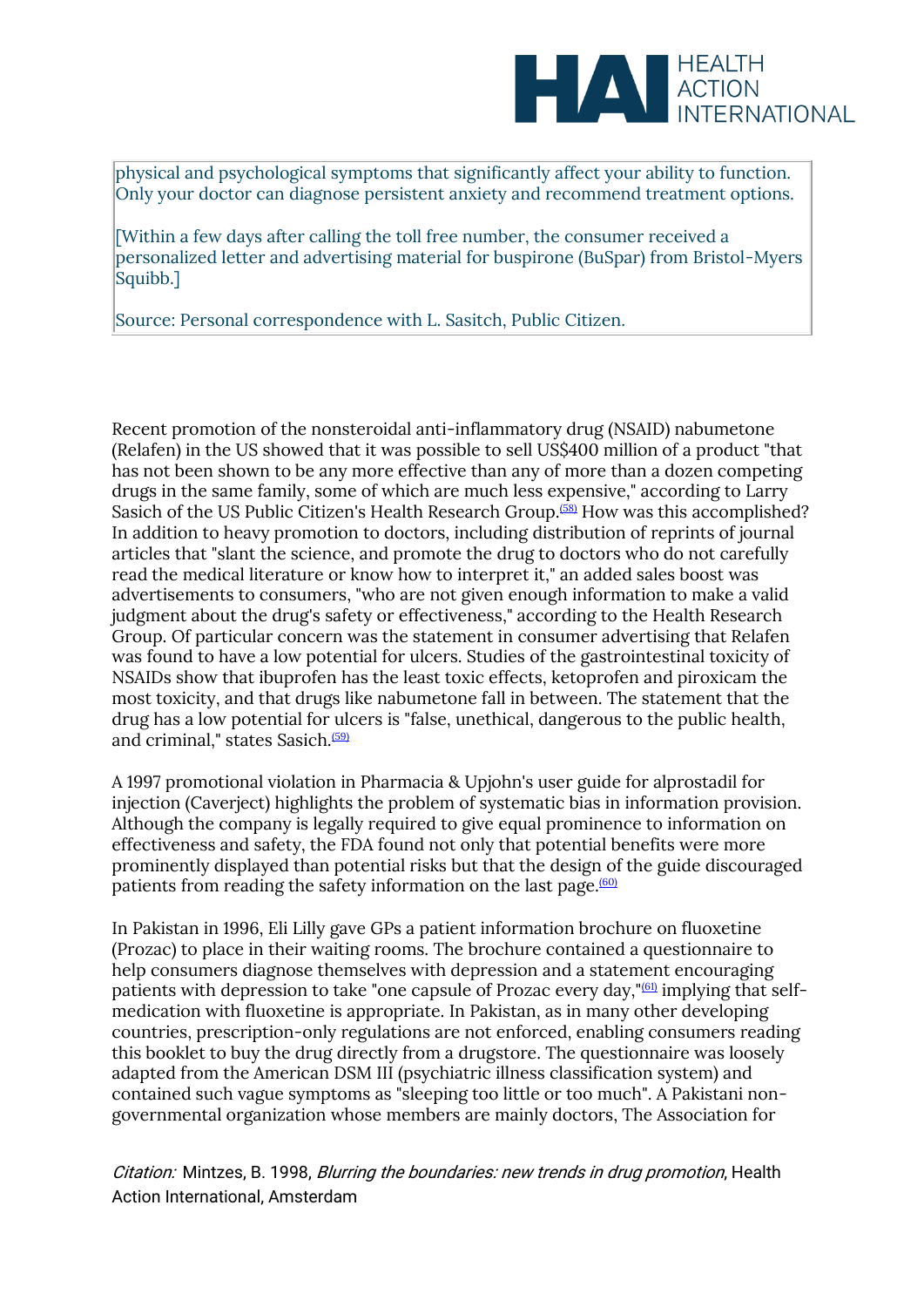physical and psychological symptoms that significantly affect your ability to function. Only your doctor can diagnose persistent anxiety and recommend treatment options.

[Within a few days after calling the toll free number, the consumer received a personalized letter and advertising material for buspirone (BuSpar) from Bristol-Myers Squibb.]

Source: Personal correspondence with L. Sasitch, Public Citizen.

Recent promotion of the nonsteroidal anti-inflammatory drug (NSAID) nabumetone (Relafen) in the US showed that it was possible to sell US$400 million of a product "that has not been shown to be any more effective than any of more than a dozen competing drugs in the same family, some of which are much less expensive," according to Larry Sasich of the US Public Citizen's Health Research Group.[58] How was this accomplished? In addition to heavy promotion to doctors, including distribution of reprints of journal articles that "slant the science, and promote the drug to doctors who do not carefully read the medical literature or know how to interpret it," an added sales boost was advertisements to consumers, "who are not given enough information to make a valid judgment about the drug's safety or effectiveness," according to the Health Research Group. Of particular concern was the statement in consumer advertising that Relafen was found to have a low potential for ulcers. Studies of the gastrointestinal toxicity of NSAIDs show that ibuprofen has the least toxic effects, ketoprofen and piroxicam the most toxicity, and that drugs like nabumetone fall in between. The statement that the drug has a low potential for ulcers is "false, unethical, dangerous to the public health, and criminal," states Sasich.[59]

A 1997 promotional violation in Pharmacia & Upjohn's user guide for alprostadil for injection (Caverject) highlights the problem of systematic bias in information provision. Although the company is legally required to give equal prominence to information on effectiveness and safety, the FDA found not only that potential benefits were more prominently displayed than potential risks but that the design of the guide discouraged patients from reading the safety information on the last page.[60]

In Pakistan in 1996, Eli Lilly gave GPs a patient information brochure on fluoxetine (Prozac) to place in their waiting rooms. The brochure contained a questionnaire to help consumers diagnose themselves with depression and a statement encouraging patients with depression to take "one capsule of Prozac every day,"[61] implying that self-medication with fluoxetine is appropriate. In Pakistan, as in many other developing countries, prescription-only regulations are not enforced, enabling consumers reading this booklet to buy the drug directly from a drugstore. The questionnaire was loosely adapted from the American DSM III (psychiatric illness classification system) and contained such vague symptoms as "sleeping too little or too much". A Pakistani non-governmental organization whose members are mainly doctors, The Association for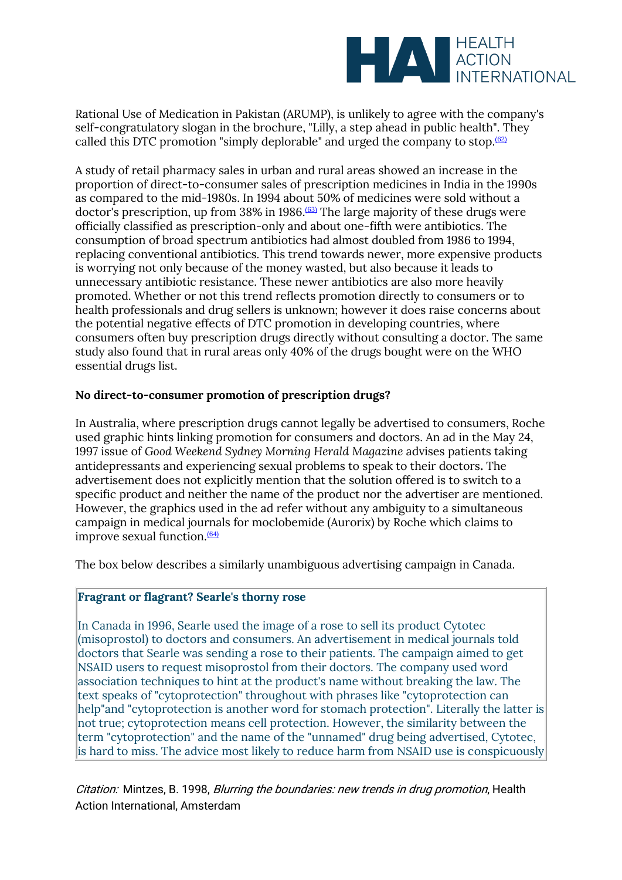Rational Use of Medication in Pakistan (ARUMP), is unlikely to agree with the company's self-congratulatory slogan in the brochure, "Lilly, a step ahead in public health". They called this DTC promotion "simply deplorable" and urged the company to stop.[62]

A study of retail pharmacy sales in urban and rural areas showed an increase in the proportion of direct-to-consumer sales of prescription medicines in India in the 1990s as compared to the mid-1980s. In 1994 about 50% of medicines were sold without a doctor's prescription, up from 38% in 1986.[63] The large majority of these drugs were officially classified as prescription-only and about one-fifth were antibiotics. The consumption of broad spectrum antibiotics had almost doubled from 1986 to 1994, replacing conventional antibiotics. This trend towards newer, more expensive products is worrying not only because of the money wasted, but also because it leads to unnecessary antibiotic resistance. These newer antibiotics are also more heavily promoted. Whether or not this trend reflects promotion directly to consumers or to health professionals and drug sellers is unknown; however it does raise concerns about the potential negative effects of DTC promotion in developing countries, where consumers often buy prescription drugs directly without consulting a doctor. The same study also found that in rural areas only 40% of the drugs bought were on the WHO essential drugs list.

**No direct-to-consumer promotion of prescription drugs?**

In Australia, where prescription drugs cannot legally be advertised to consumers, Roche used graphic hints linking promotion for consumers and doctors. An ad in the May 24, 1997 issue of *Good Weekend Sydney Morning Herald Magazine* advises patients taking antidepressants and experiencing sexual problems to speak to their doctors. The advertisement does not explicitly mention that the solution offered is to switch to a specific product and neither the name of the product nor the advertiser are mentioned. However, the graphics used in the ad refer without any ambiguity to a simultaneous campaign in medical journals for moclobemide (Aurorix) by Roche which claims to improve sexual function.[64]

The box below describes a similarly unambiguous advertising campaign in Canada.

**Fragrant or flagrant? Searle's thorny rose**

In Canada in 1996, Searle used the image of a rose to sell its product Cytotec (misoprostol) to doctors and consumers. An advertisement in medical journals told doctors that Searle was sending a rose to their patients. The campaign aimed to get NSAID users to request misoprostol from their doctors. The company used word association techniques to hint at the product's name without breaking the law. The text speaks of "cytoprotection" throughout with phrases like "cytoprotection can help"and "cytoprotection is another word for stomach protection". Literally the latter is not true; cytoprotection means cell protection. However, the similarity between the term "cytoprotection" and the name of the "unnamed" drug being advertised, Cytotec, is hard to miss. The advice most likely to reduce harm from NSAID use is conspicuously

*Citation:* Mintzes, B. 1998, *Blurring the boundaries: new trends in drug promotion*, Health Action International, Amsterdam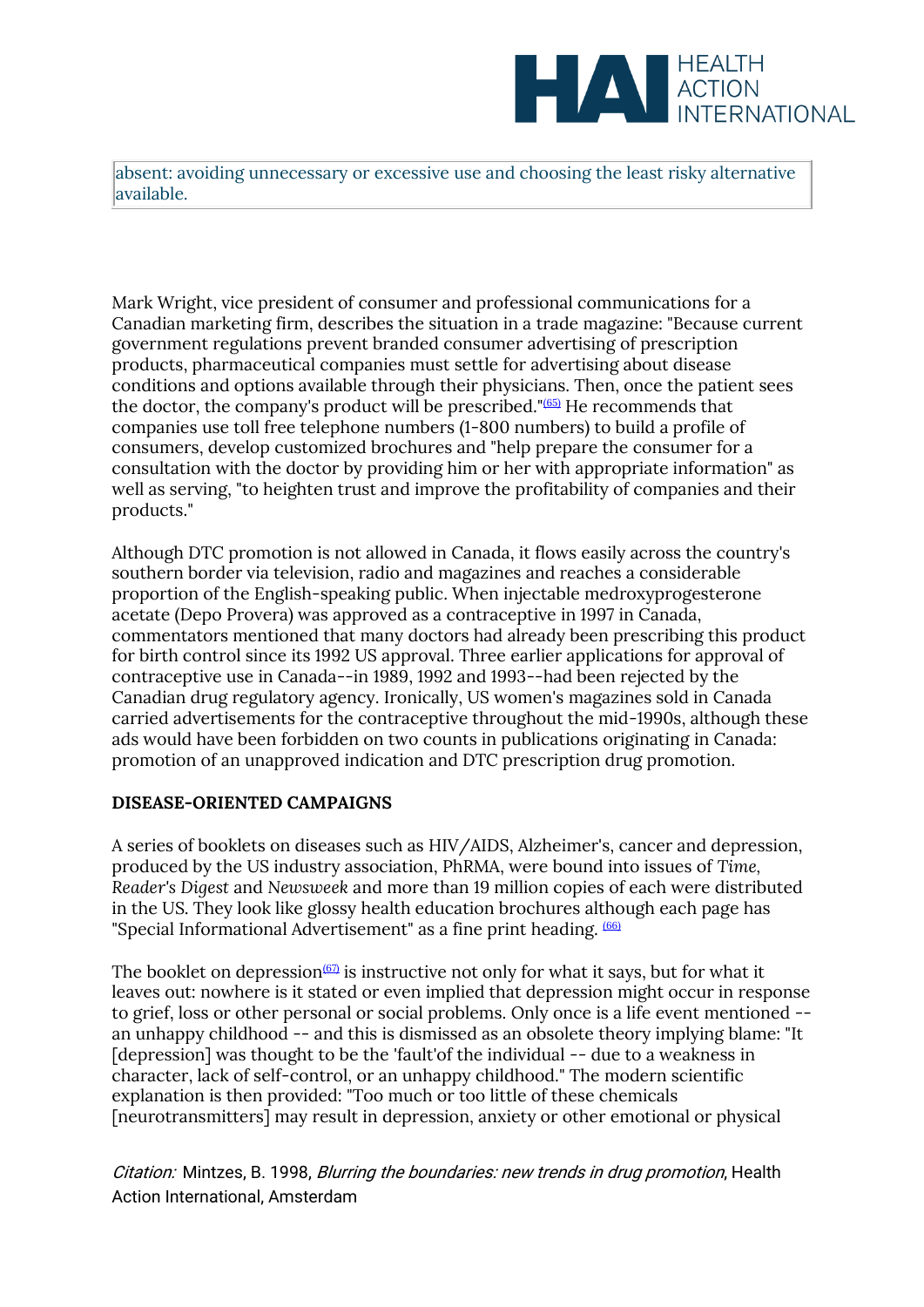absent: avoiding unnecessary or excessive use and choosing the least risky alternative available.

Mark Wright, vice president of consumer and professional communications for a Canadian marketing firm, describes the situation in a trade magazine: "Because current government regulations prevent branded consumer advertising of prescription products, pharmaceutical companies must settle for advertising about disease conditions and options available through their physicians. Then, once the patient sees the doctor, the company's product will be prescribed."[65] He recommends that companies use toll free telephone numbers (1-800 numbers) to build a profile of consumers, develop customized brochures and "help prepare the consumer for a consultation with the doctor by providing him or her with appropriate information" as well as serving, "to heighten trust and improve the profitability of companies and their products."

Although DTC promotion is not allowed in Canada, it flows easily across the country's southern border via television, radio and magazines and reaches a considerable proportion of the English-speaking public. When injectable medroxyprogesterone acetate (Depo Provera) was approved as a contraceptive in 1997 in Canada, commentators mentioned that many doctors had already been prescribing this product for birth control since its 1992 US approval. Three earlier applications for approval of contraceptive use in Canada--in 1989, 1992 and 1993--had been rejected by the Canadian drug regulatory agency. Ironically, US women's magazines sold in Canada carried advertisements for the contraceptive throughout the mid-1990s, although these ads would have been forbidden on two counts in publications originating in Canada: promotion of an unapproved indication and DTC prescription drug promotion.

**DISEASE-ORIENTED CAMPAIGNS**

A series of booklets on diseases such as HIV/AIDS, Alzheimer's, cancer and depression, produced by the US industry association, PhRMA, were bound into issues of *Time*, *Reader's Digest* and *Newsweek* and more than 19 million copies of each were distributed in the US. They look like glossy health education brochures although each page has "Special Informational Advertisement" as a fine print heading. [66]

The booklet on depression[67] is instructive not only for what it says, but for what it leaves out: nowhere is it stated or even implied that depression might occur in response to grief, loss or other personal or social problems. Only once is a life event mentioned -- an unhappy childhood -- and this is dismissed as an obsolete theory implying blame: "It [depression] was thought to be the 'fault'of the individual -- due to a weakness in character, lack of self-control, or an unhappy childhood." The modern scientific explanation is then provided: "Too much or too little of these chemicals [neurotransmitters] may result in depression, anxiety or other emotional or physical

*Citation:* Mintzes, B. 1998, *Blurring the boundaries: new trends in drug promotion*, Health Action International, Amsterdam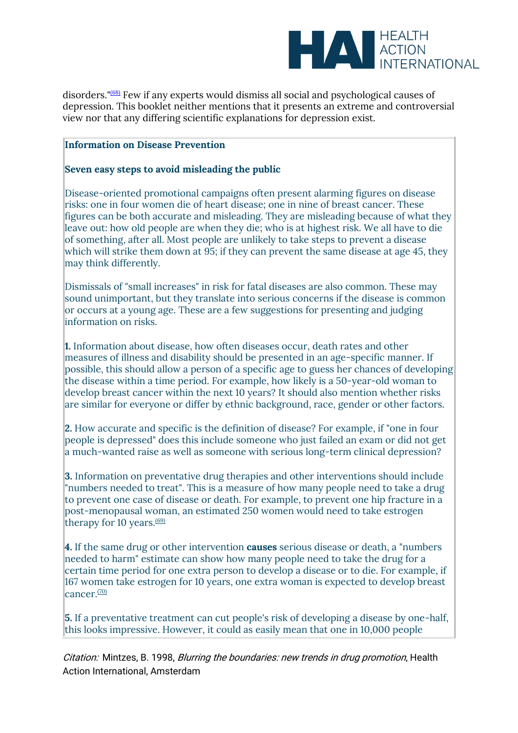disorders."[68] Few if any experts would dismiss all social and psychological causes of depression. This booklet neither mentions that it presents an extreme and controversial view nor that any differing scientific explanations for depression exist.

**Information on Disease Prevention**

**Seven easy steps to avoid misleading the public**

Disease-oriented promotional campaigns often present alarming figures on disease risks: one in four women die of heart disease; one in nine of breast cancer. These figures can be both accurate and misleading. They are misleading because of what they leave out: how old people are when they die; who is at highest risk. We all have to die of something, after all. Most people are unlikely to take steps to prevent a disease which will strike them down at 95; if they can prevent the same disease at age 45, they may think differently.

Dismissals of "small increases" in risk for fatal diseases are also common. These may sound unimportant, but they translate into serious concerns if the disease is common or occurs at a young age. These are a few suggestions for presenting and judging information on risks.

**1.** Information about disease, how often diseases occur, death rates and other measures of illness and disability should be presented in an age-specific manner. If possible, this should allow a person of a specific age to guess her chances of developing the disease within a time period. For example, how likely is a 50-year-old woman to develop breast cancer within the next 10 years? It should also mention whether risks are similar for everyone or differ by ethnic background, race, gender or other factors.

**2.** How accurate and specific is the definition of disease? For example, if "one in four people is depressed" does this include someone who just failed an exam or did not get a much-wanted raise as well as someone with serious long-term clinical depression?

**3.** Information on preventative drug therapies and other interventions should include "numbers needed to treat". This is a measure of how many people need to take a drug to prevent one case of disease or death. For example, to prevent one hip fracture in a post-menopausal woman, an estimated 250 women would need to take estrogen therapy for 10 years.[69]

**4.** If the same drug or other intervention **causes** serious disease or death, a "numbers needed to harm" estimate can show how many people need to take the drug for a certain time period for one extra person to develop a disease or to die. For example, if 167 women take estrogen for 10 years, one extra woman is expected to develop breast cancer.[70]

**5.** If a preventative treatment can cut people's risk of developing a disease by one-half, this looks impressive. However, it could as easily mean that one in 10,000 people

*Citation:* Mintzes, B. 1998, *Blurring the boundaries: new trends in drug promotion*, Health Action International, Amsterdam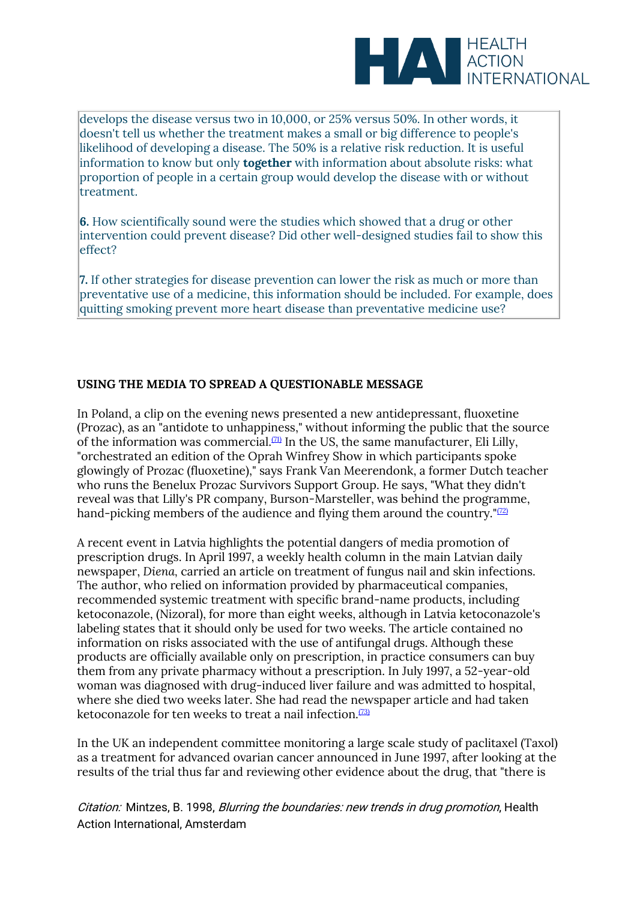develops the disease versus two in 10,000, or 25% versus 50%. In other words, it doesn't tell us whether the treatment makes a small or big difference to people's likelihood of developing a disease. The 50% is a relative risk reduction. It is useful information to know but only **together** with information about absolute risks: what proportion of people in a certain group would develop the disease with or without treatment.

**6.** How scientifically sound were the studies which showed that a drug or other intervention could prevent disease? Did other well-designed studies fail to show this effect?

**7.** If other strategies for disease prevention can lower the risk as much or more than preventative use of a medicine, this information should be included. For example, does quitting smoking prevent more heart disease than preventative medicine use?

**USING THE MEDIA TO SPREAD A QUESTIONABLE MESSAGE**

In Poland, a clip on the evening news presented a new antidepressant, fluoxetine (Prozac), as an "antidote to unhappiness," without informing the public that the source of the information was commercial.[71] In the US, the same manufacturer, Eli Lilly, "orchestrated an edition of the Oprah Winfrey Show in which participants spoke glowingly of Prozac (fluoxetine)," says Frank Van Meerendonk, a former Dutch teacher who runs the Benelux Prozac Survivors Support Group. He says, "What they didn't reveal was that Lilly's PR company, Burson-Marsteller, was behind the programme, hand-picking members of the audience and flying them around the country."[72]

A recent event in Latvia highlights the potential dangers of media promotion of prescription drugs. In April 1997, a weekly health column in the main Latvian daily newspaper, *Diena*, carried an article on treatment of fungus nail and skin infections. The author, who relied on information provided by pharmaceutical companies, recommended systemic treatment with specific brand-name products, including ketoconazole, (Nizoral), for more than eight weeks, although in Latvia ketoconazole's labeling states that it should only be used for two weeks. The article contained no information on risks associated with the use of antifungal drugs. Although these products are officially available only on prescription, in practice consumers can buy them from any private pharmacy without a prescription. In July 1997, a 52-year-old woman was diagnosed with drug-induced liver failure and was admitted to hospital, where she died two weeks later. She had read the newspaper article and had taken ketoconazole for ten weeks to treat a nail infection.[73]

In the UK an independent committee monitoring a large scale study of paclitaxel (Taxol) as a treatment for advanced ovarian cancer announced in June 1997, after looking at the results of the trial thus far and reviewing other evidence about the drug, that "there is

*Citation:* Mintzes, B. 1998, *Blurring the boundaries: new trends in drug promotion*, Health Action International, Amsterdam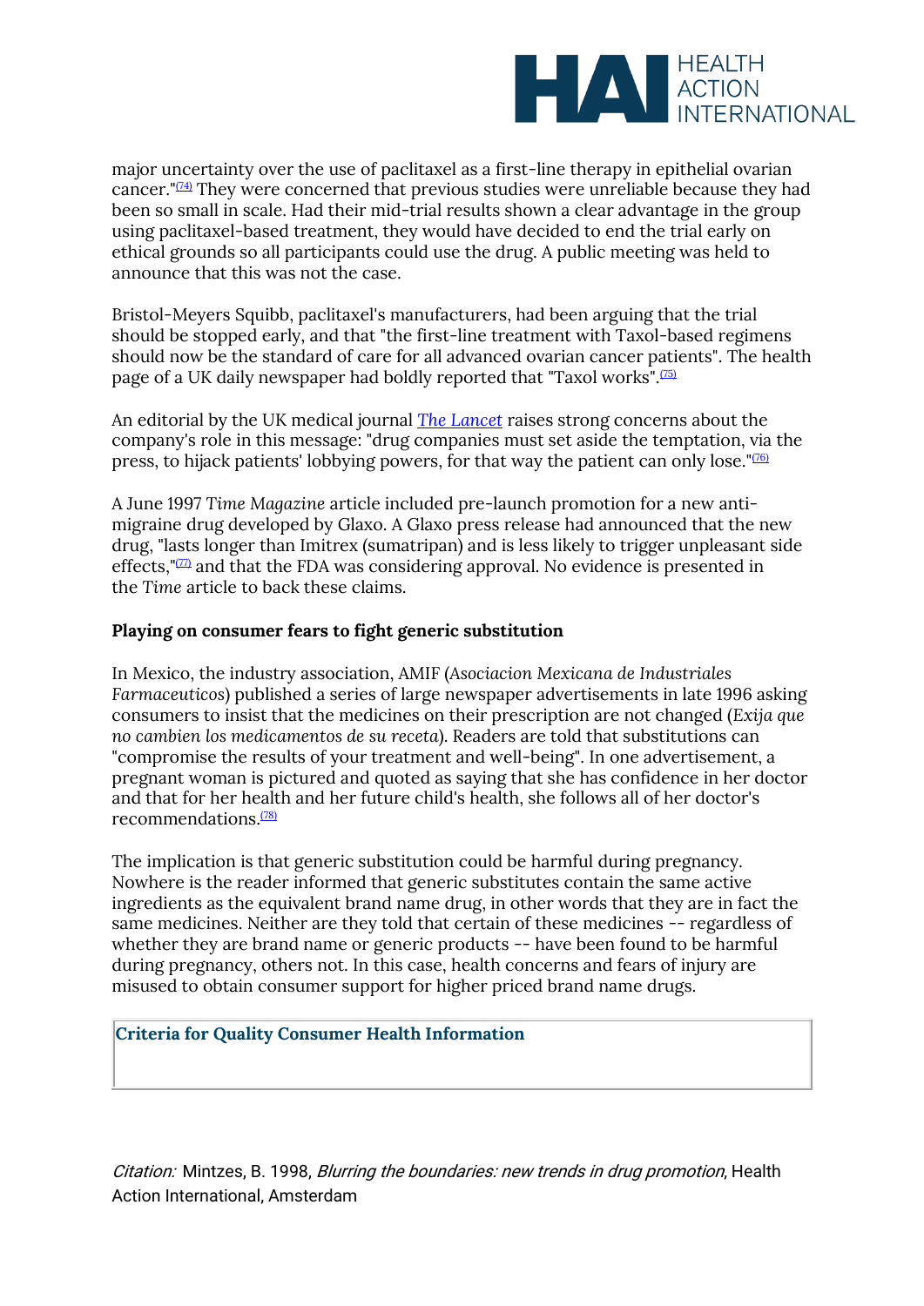major uncertainty over the use of paclitaxel as a first-line therapy in epithelial ovarian cancer."[74] They were concerned that previous studies were unreliable because they had been so small in scale. Had their mid-trial results shown a clear advantage in the group using paclitaxel-based treatment, they would have decided to end the trial early on ethical grounds so all participants could use the drug. A public meeting was held to announce that this was not the case.

Bristol-Meyers Squibb, paclitaxel's manufacturers, had been arguing that the trial should be stopped early, and that "the first-line treatment with Taxol-based regimens should now be the standard of care for all advanced ovarian cancer patients". The health page of a UK daily newspaper had boldly reported that "Taxol works".[75]

An editorial by the UK medical journal *The Lancet* raises strong concerns about the company's role in this message: "drug companies must set aside the temptation, via the press, to hijack patients' lobbying powers, for that way the patient can only lose."[76]

A June 1997 *Time Magazine* article included pre-launch promotion for a new anti-migraine drug developed by Glaxo. A Glaxo press release had announced that the new drug, "lasts longer than Imitrex (sumatripan) and is less likely to trigger unpleasant side effects,"[77] and that the FDA was considering approval. No evidence is presented in the *Time* article to back these claims.

**Playing on consumer fears to fight generic substitution**

In Mexico, the industry association, AMIF (*Asociacion Mexicana de Industriales Farmaceuticos*) published a series of large newspaper advertisements in late 1996 asking consumers to insist that the medicines on their prescription are not changed (*Exija que no cambien los medicamentos de su receta*). Readers are told that substitutions can "compromise the results of your treatment and well-being". In one advertisement, a pregnant woman is pictured and quoted as saying that she has confidence in her doctor and that for her health and her future child's health, she follows all of her doctor's recommendations.[78]

The implication is that generic substitution could be harmful during pregnancy. Nowhere is the reader informed that generic substitutes contain the same active ingredients as the equivalent brand name drug, in other words that they are in fact the same medicines. Neither are they told that certain of these medicines -- regardless of whether they are brand name or generic products -- have been found to be harmful during pregnancy, others not. In this case, health concerns and fears of injury are misused to obtain consumer support for higher priced brand name drugs.

**Criteria for Quality Consumer Health Information**

*Citation:* Mintzes, B. 1998, *Blurring the boundaries: new trends in drug promotion*, Health Action International, Amsterdam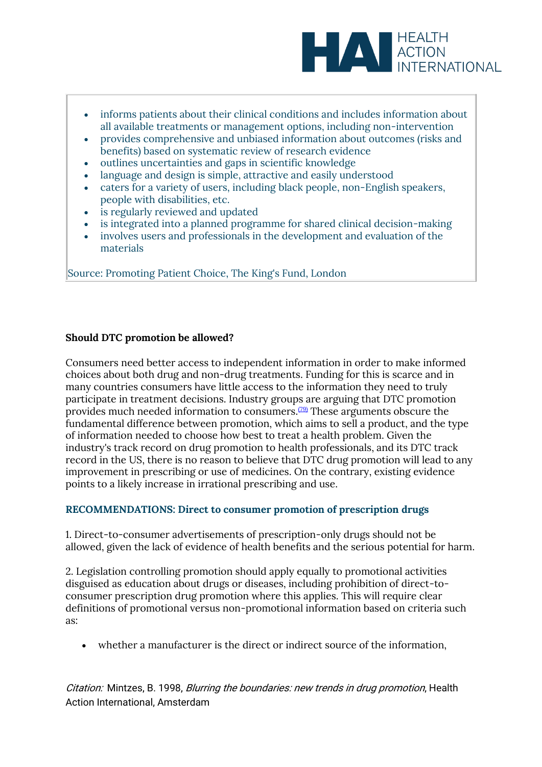- informs patients about their clinical conditions and includes information about all available treatments or management options, including non-intervention
- provides comprehensive and unbiased information about outcomes (risks and benefits) based on systematic review of research evidence
- outlines uncertainties and gaps in scientific knowledge
- language and design is simple, attractive and easily understood
- caters for a variety of users, including black people, non-English speakers, people with disabilities, etc.
- is regularly reviewed and updated
- is integrated into a planned programme for shared clinical decision-making
- involves users and professionals in the development and evaluation of the materials

Source: Promoting Patient Choice, The King's Fund, London

**Should DTC promotion be allowed?**

Consumers need better access to independent information in order to make informed choices about both drug and non-drug treatments. Funding for this is scarce and in many countries consumers have little access to the information they need to truly participate in treatment decisions. Industry groups are arguing that DTC promotion provides much needed information to consumers.[79] These arguments obscure the fundamental difference between promotion, which aims to sell a product, and the type of information needed to choose how best to treat a health problem. Given the industry's track record on drug promotion to health professionals, and its DTC track record in the US, there is no reason to believe that DTC drug promotion will lead to any improvement in prescribing or use of medicines. On the contrary, existing evidence points to a likely increase in irrational prescribing and use.

**RECOMMENDATIONS: Direct to consumer promotion of prescription drugs**

1. Direct-to-consumer advertisements of prescription-only drugs should not be allowed, given the lack of evidence of health benefits and the serious potential for harm.

2. Legislation controlling promotion should apply equally to promotional activities disguised as education about drugs or diseases, including prohibition of direct-to-consumer prescription drug promotion where this applies. This will require clear definitions of promotional versus non-promotional information based on criteria such as:

- whether a manufacturer is the direct or indirect source of the information,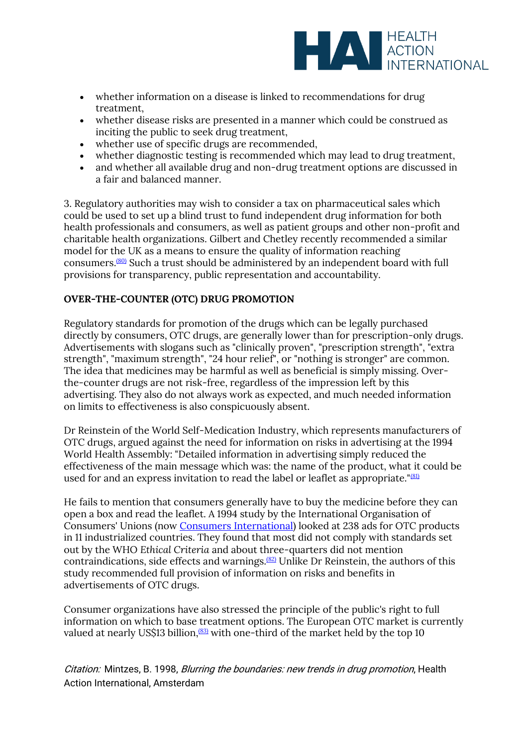- whether information on a disease is linked to recommendations for drug treatment,
- whether disease risks are presented in a manner which could be construed as inciting the public to seek drug treatment,
- whether use of specific drugs are recommended,
- whether diagnostic testing is recommended which may lead to drug treatment,
- and whether all available drug and non-drug treatment options are discussed in a fair and balanced manner.

3. Regulatory authorities may wish to consider a tax on pharmaceutical sales which could be used to set up a blind trust to fund independent drug information for both health professionals and consumers, as well as patient groups and other non-profit and charitable health organizations. Gilbert and Chetley recently recommended a similar model for the UK as a means to ensure the quality of information reaching consumers.[80] Such a trust should be administered by an independent board with full provisions for transparency, public representation and accountability.

**OVER-THE-COUNTER (OTC) DRUG PROMOTION**

Regulatory standards for promotion of the drugs which can be legally purchased directly by consumers, OTC drugs, are generally lower than for prescription-only drugs. Advertisements with slogans such as "clinically proven", "prescription strength", "extra strength", "maximum strength", "24 hour relief", or "nothing is stronger" are common. The idea that medicines may be harmful as well as beneficial is simply missing. Over-the-counter drugs are not risk-free, regardless of the impression left by this advertising. They also do not always work as expected, and much needed information on limits to effectiveness is also conspicuously absent.

Dr Reinstein of the World Self-Medication Industry, which represents manufacturers of OTC drugs, argued against the need for information on risks in advertising at the 1994 World Health Assembly: "Detailed information in advertising simply reduced the effectiveness of the main message which was: the name of the product, what it could be used for and an express invitation to read the label or leaflet as appropriate."[81]

He fails to mention that consumers generally have to buy the medicine before they can open a box and read the leaflet. A 1994 study by the International Organisation of Consumers' Unions (now Consumers International) looked at 238 ads for OTC products in 11 industrialized countries. They found that most did not comply with standards set out by the WHO *Ethical Criteria* and about three-quarters did not mention contraindications, side effects and warnings.[82] Unlike Dr Reinstein, the authors of this study recommended full provision of information on risks and benefits in advertisements of OTC drugs.

Consumer organizations have also stressed the principle of the public's right to full information on which to base treatment options. The European OTC market is currently valued at nearly US$13 billion,[83] with one-third of the market held by the top 10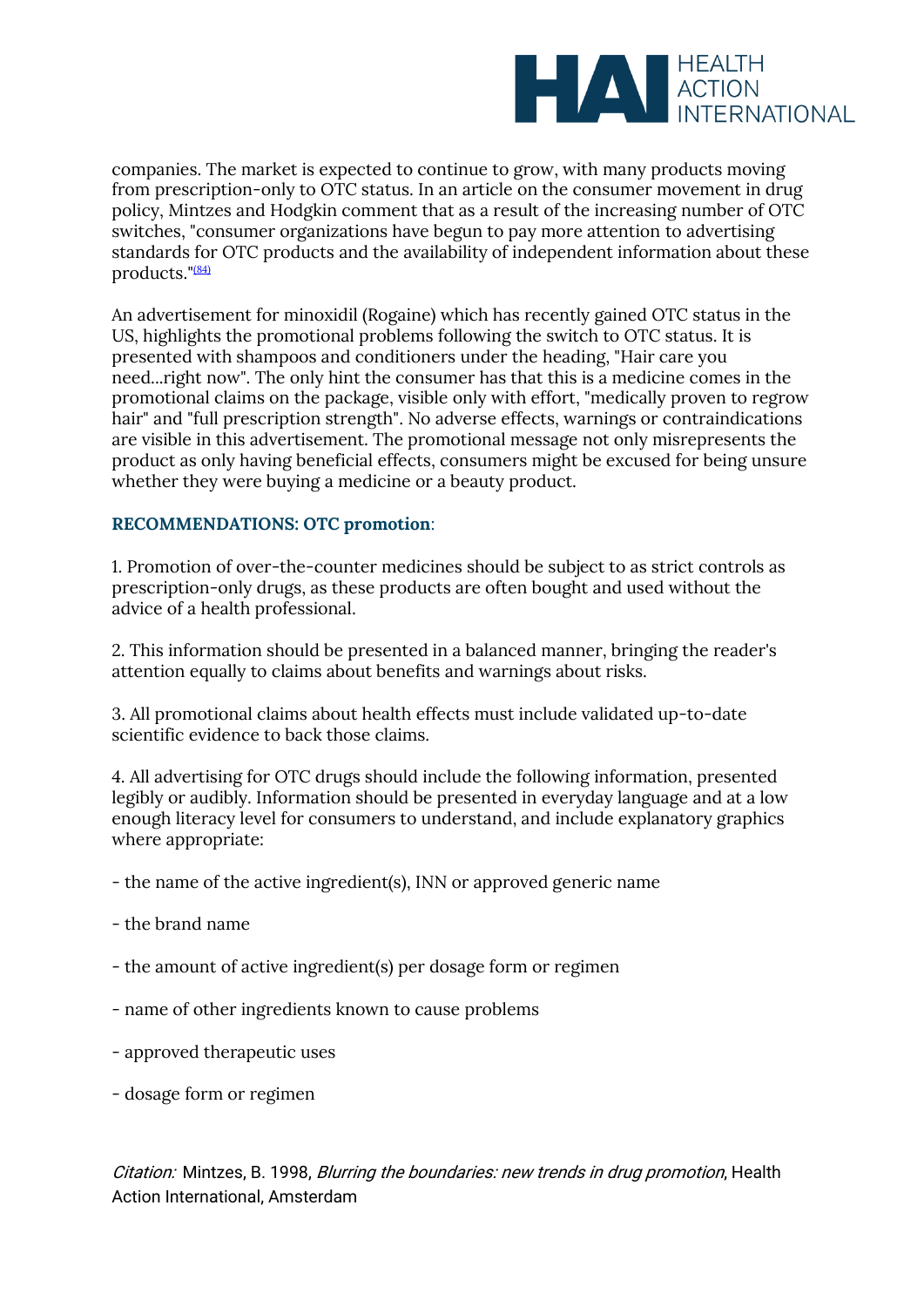companies. The market is expected to continue to grow, with many products moving from prescription-only to OTC status. In an article on the consumer movement in drug policy, Mintzes and Hodgkin comment that as a result of the increasing number of OTC switches, "consumer organizations have begun to pay more attention to advertising standards for OTC products and the availability of independent information about these products."[84]

An advertisement for minoxidil (Rogaine) which has recently gained OTC status in the US, highlights the promotional problems following the switch to OTC status. It is presented with shampoos and conditioners under the heading, "Hair care you need...right now". The only hint the consumer has that this is a medicine comes in the promotional claims on the package, visible only with effort, "medically proven to regrow hair" and "full prescription strength". No adverse effects, warnings or contraindications are visible in this advertisement. The promotional message not only misrepresents the product as only having beneficial effects, consumers might be excused for being unsure whether they were buying a medicine or a beauty product.

**RECOMMENDATIONS: OTC promotion**:

1. Promotion of over-the-counter medicines should be subject to as strict controls as prescription-only drugs, as these products are often bought and used without the advice of a health professional.

2. This information should be presented in a balanced manner, bringing the reader's attention equally to claims about benefits and warnings about risks.

3. All promotional claims about health effects must include validated up-to-date scientific evidence to back those claims.

4. All advertising for OTC drugs should include the following information, presented legibly or audibly. Information should be presented in everyday language and at a low enough literacy level for consumers to understand, and include explanatory graphics where appropriate:

- the name of the active ingredient(s), INN or approved generic name

- the brand name

- the amount of active ingredient(s) per dosage form or regimen

- name of other ingredients known to cause problems

- approved therapeutic uses

- dosage form or regimen

*Citation:* Mintzes, B. 1998, *Blurring the boundaries: new trends in drug promotion*, Health Action International, Amsterdam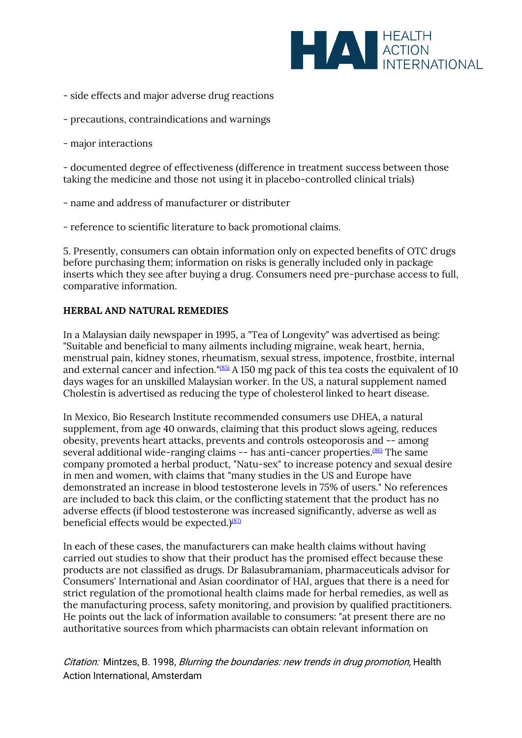- side effects and major adverse drug reactions

- precautions, contraindications and warnings

- major interactions

- documented degree of effectiveness (difference in treatment success between those taking the medicine and those not using it in placebo-controlled clinical trials)

- name and address of manufacturer or distributer

- reference to scientific literature to back promotional claims.

5. Presently, consumers can obtain information only on expected benefits of OTC drugs before purchasing them; information on risks is generally included only in package inserts which they see after buying a drug. Consumers need pre-purchase access to full, comparative information.

**HERBAL AND NATURAL REMEDIES**

In a Malaysian daily newspaper in 1995, a "Tea of Longevity" was advertised as being: "Suitable and beneficial to many ailments including migraine, weak heart, hernia, menstrual pain, kidney stones, rheumatism, sexual stress, impotence, frostbite, internal and external cancer and infection."[85] A 150 mg pack of this tea costs the equivalent of 10 days wages for an unskilled Malaysian worker. In the US, a natural supplement named Cholestin is advertised as reducing the type of cholesterol linked to heart disease.

In Mexico, Bio Research Institute recommended consumers use DHEA, a natural supplement, from age 40 onwards, claiming that this product slows ageing, reduces obesity, prevents heart attacks, prevents and controls osteoporosis and -- among several additional wide-ranging claims -- has anti-cancer properties.[86] The same company promoted a herbal product, "Natu-sex" to increase potency and sexual desire in men and women, with claims that "many studies in the US and Europe have demonstrated an increase in blood testosterone levels in 75% of users." No references are included to back this claim, or the conflicting statement that the product has no adverse effects (if blood testosterone was increased significantly, adverse as well as beneficial effects would be expected.)[87]

In each of these cases, the manufacturers can make health claims without having carried out studies to show that their product has the promised effect because these products are not classified as drugs. Dr Balasubramaniam, pharmaceuticals advisor for Consumers' International and Asian coordinator of HAI, argues that there is a need for strict regulation of the promotional health claims made for herbal remedies, as well as the manufacturing process, safety monitoring, and provision by qualified practitioners. He points out the lack of information available to consumers: "at present there are no authoritative sources from which pharmacists can obtain relevant information on

*Citation:* Mintzes, B. 1998, *Blurring the boundaries: new trends in drug promotion*, Health Action International, Amsterdam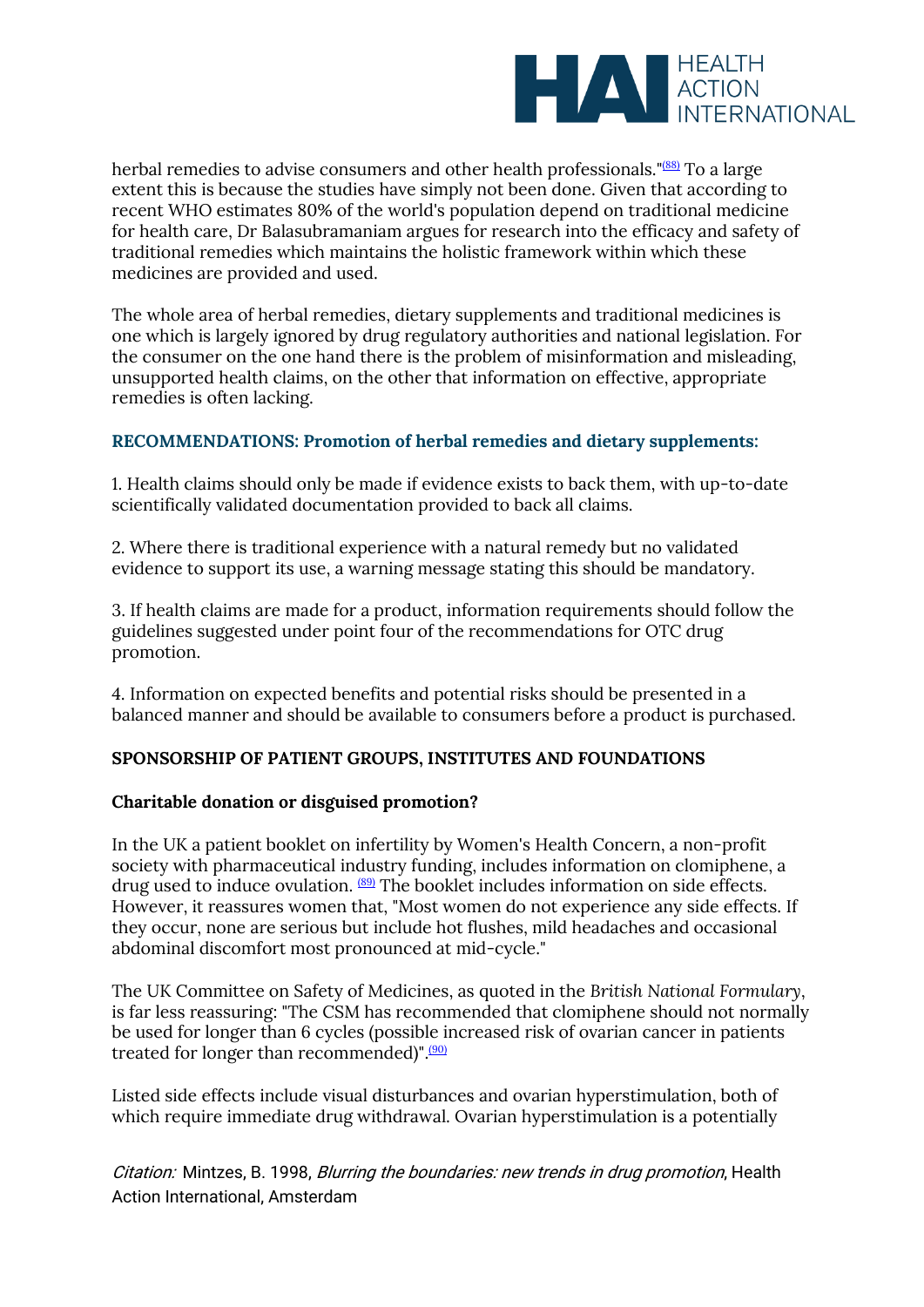herbal remedies to advise consumers and other health professionals."[88] To a large extent this is because the studies have simply not been done. Given that according to recent WHO estimates 80% of the world's population depend on traditional medicine for health care, Dr Balasubramaniam argues for research into the efficacy and safety of traditional remedies which maintains the holistic framework within which these medicines are provided and used.

The whole area of herbal remedies, dietary supplements and traditional medicines is one which is largely ignored by drug regulatory authorities and national legislation. For the consumer on the one hand there is the problem of misinformation and misleading, unsupported health claims, on the other that information on effective, appropriate remedies is often lacking.

### RECOMMENDATIONS: Promotion of herbal remedies and dietary supplements:

1. Health claims should only be made if evidence exists to back them, with up-to-date scientifically validated documentation provided to back all claims.

2. Where there is traditional experience with a natural remedy but no validated evidence to support its use, a warning message stating this should be mandatory.

3. If health claims are made for a product, information requirements should follow the guidelines suggested under point four of the recommendations for OTC drug promotion.

4. Information on expected benefits and potential risks should be presented in a balanced manner and should be available to consumers before a product is purchased.

## SPONSORSHIP OF PATIENT GROUPS, INSTITUTES AND FOUNDATIONS

### Charitable donation or disguised promotion?

In the UK a patient booklet on infertility by Women's Health Concern, a non-profit society with pharmaceutical industry funding, includes information on clomiphene, a drug used to induce ovulation. [89] The booklet includes information on side effects. However, it reassures women that, "Most women do not experience any side effects. If they occur, none are serious but include hot flushes, mild headaches and occasional abdominal discomfort most pronounced at mid-cycle."

The UK Committee on Safety of Medicines, as quoted in the *British National Formulary*, is far less reassuring: "The CSM has recommended that clomiphene should not normally be used for longer than 6 cycles (possible increased risk of ovarian cancer in patients treated for longer than recommended)".[90]

Listed side effects include visual disturbances and ovarian hyperstimulation, both of which require immediate drug withdrawal. Ovarian hyperstimulation is a potentially

*Citation:* Mintzes, B. 1998, *Blurring the boundaries: new trends in drug promotion*, Health Action International, Amsterdam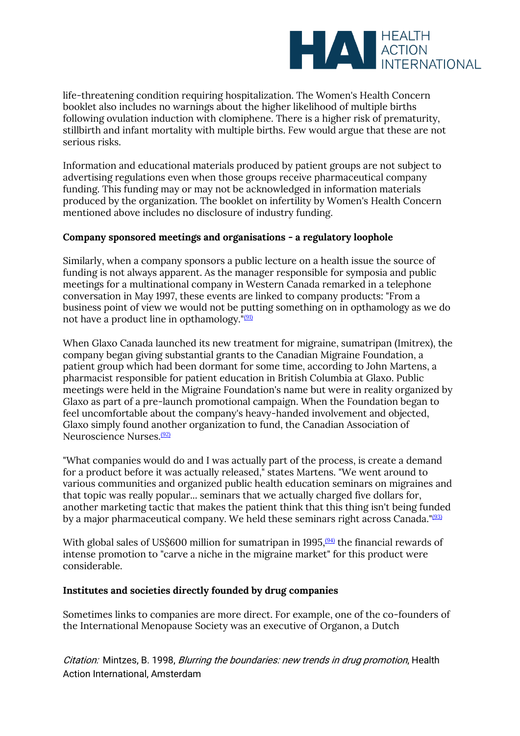life-threatening condition requiring hospitalization. The Women's Health Concern booklet also includes no warnings about the higher likelihood of multiple births following ovulation induction with clomiphene. There is a higher risk of prematurity, stillbirth and infant mortality with multiple births. Few would argue that these are not serious risks.

Information and educational materials produced by patient groups are not subject to advertising regulations even when those groups receive pharmaceutical company funding. This funding may or may not be acknowledged in information materials produced by the organization. The booklet on infertility by Women's Health Concern mentioned above includes no disclosure of industry funding.

**Company sponsored meetings and organisations - a regulatory loophole**

Similarly, when a company sponsors a public lecture on a health issue the source of funding is not always apparent. As the manager responsible for symposia and public meetings for a multinational company in Western Canada remarked in a telephone conversation in May 1997, these events are linked to company products: "From a business point of view we would not be putting something on in opthamology as we do not have a product line in opthamology."[91]

When Glaxo Canada launched its new treatment for migraine, sumatripan (Imitrex), the company began giving substantial grants to the Canadian Migraine Foundation, a patient group which had been dormant for some time, according to John Martens, a pharmacist responsible for patient education in British Columbia at Glaxo. Public meetings were held in the Migraine Foundation's name but were in reality organized by Glaxo as part of a pre-launch promotional campaign. When the Foundation began to feel uncomfortable about the company's heavy-handed involvement and objected, Glaxo simply found another organization to fund, the Canadian Association of Neuroscience Nurses.[92]

"What companies would do and I was actually part of the process, is create a demand for a product before it was actually released," states Martens. "We went around to various communities and organized public health education seminars on migraines and that topic was really popular... seminars that we actually charged five dollars for, another marketing tactic that makes the patient think that this thing isn't being funded by a major pharmaceutical company. We held these seminars right across Canada."[93]

With global sales of US$600 million for sumatripan in 1995,[94] the financial rewards of intense promotion to "carve a niche in the migraine market" for this product were considerable.

**Institutes and societies directly founded by drug companies**

Sometimes links to companies are more direct. For example, one of the co-founders of the International Menopause Society was an executive of Organon, a Dutch

*Citation:* Mintzes, B. 1998, *Blurring the boundaries: new trends in drug promotion*, Health Action International, Amsterdam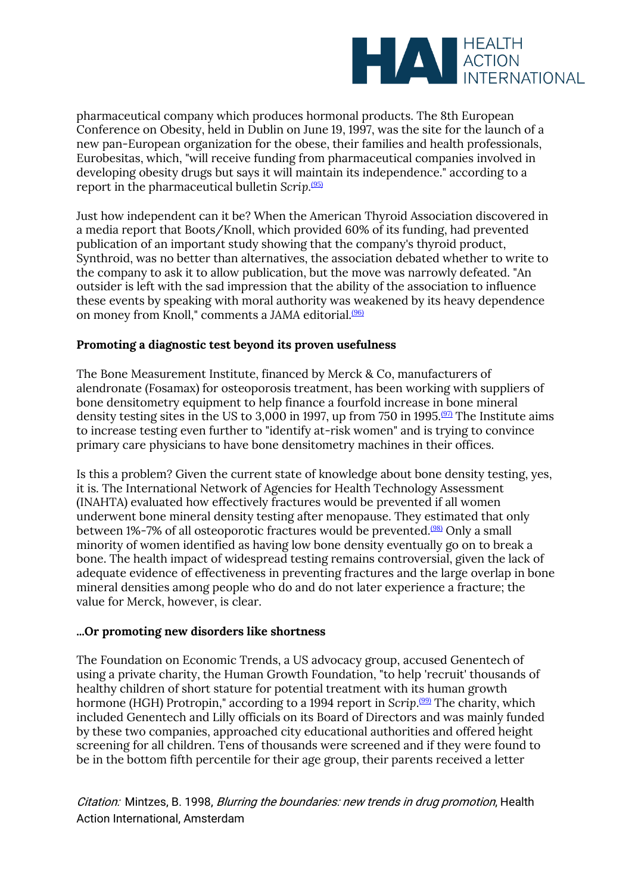pharmaceutical company which produces hormonal products. The 8th European Conference on Obesity, held in Dublin on June 19, 1997, was the site for the launch of a new pan-European organization for the obese, their families and health professionals, Eurobesitas, which, "will receive funding from pharmaceutical companies involved in developing obesity drugs but says it will maintain its independence." according to a report in the pharmaceutical bulletin *Scrip*.[95]

Just how independent can it be? When the American Thyroid Association discovered in a media report that Boots/Knoll, which provided 60% of its funding, had prevented publication of an important study showing that the company's thyroid product, Synthroid, was no better than alternatives, the association debated whether to write to the company to ask it to allow publication, but the move was narrowly defeated. "An outsider is left with the sad impression that the ability of the association to influence these events by speaking with moral authority was weakened by its heavy dependence on money from Knoll," comments a JAMA editorial.[96]

**Promoting a diagnostic test beyond its proven usefulness**

The Bone Measurement Institute, financed by Merck & Co, manufacturers of alendronate (Fosamax) for osteoporosis treatment, has been working with suppliers of bone densitometry equipment to help finance a fourfold increase in bone mineral density testing sites in the US to 3,000 in 1997, up from 750 in 1995.[97] The Institute aims to increase testing even further to "identify at-risk women" and is trying to convince primary care physicians to have bone densitometry machines in their offices.

Is this a problem? Given the current state of knowledge about bone density testing, yes, it is. The International Network of Agencies for Health Technology Assessment (INAHTA) evaluated how effectively fractures would be prevented if all women underwent bone mineral density testing after menopause. They estimated that only between 1%-7% of all osteoporotic fractures would be prevented.[98] Only a small minority of women identified as having low bone density eventually go on to break a bone. The health impact of widespread testing remains controversial, given the lack of adequate evidence of effectiveness in preventing fractures and the large overlap in bone mineral densities among people who do and do not later experience a fracture; the value for Merck, however, is clear.

**...Or promoting new disorders like shortness**

The Foundation on Economic Trends, a US advocacy group, accused Genentech of using a private charity, the Human Growth Foundation, "to help 'recruit' thousands of healthy children of short stature for potential treatment with its human growth hormone (HGH) Protropin," according to a 1994 report in *Scrip*.[99] The charity, which included Genentech and Lilly officials on its Board of Directors and was mainly funded by these two companies, approached city educational authorities and offered height screening for all children. Tens of thousands were screened and if they were found to be in the bottom fifth percentile for their age group, their parents received a letter

*Citation:* Mintzes, B. 1998, *Blurring the boundaries: new trends in drug promotion*, Health Action International, Amsterdam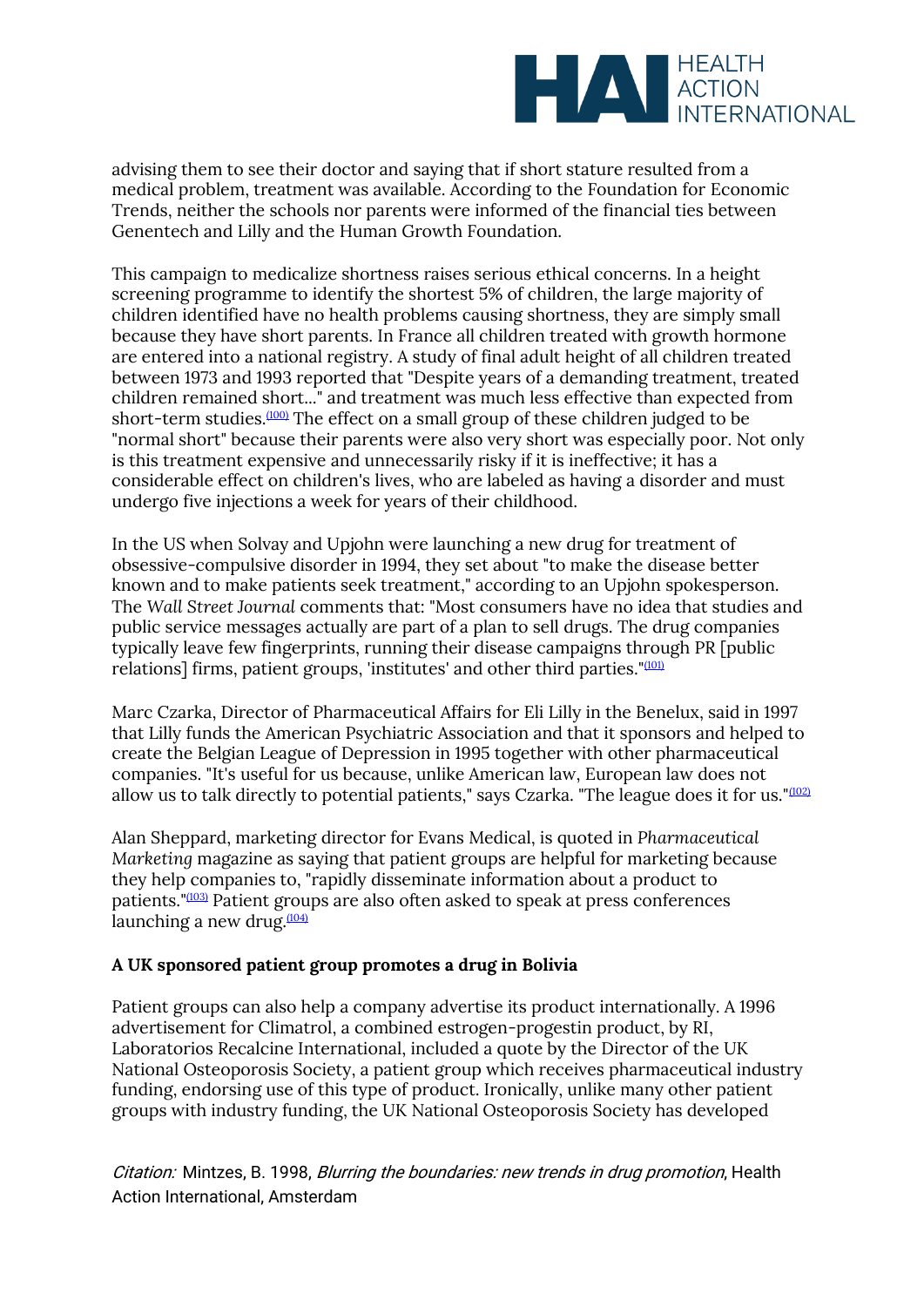advising them to see their doctor and saying that if short stature resulted from a medical problem, treatment was available. According to the Foundation for Economic Trends, neither the schools nor parents were informed of the financial ties between Genentech and Lilly and the Human Growth Foundation.

This campaign to medicalize shortness raises serious ethical concerns. In a height screening programme to identify the shortest 5% of children, the large majority of children identified have no health problems causing shortness, they are simply small because they have short parents. In France all children treated with growth hormone are entered into a national registry. A study of final adult height of all children treated between 1973 and 1993 reported that "Despite years of a demanding treatment, treated children remained short..." and treatment was much less effective than expected from short-term studies.[(100)] The effect on a small group of these children judged to be "normal short" because their parents were also very short was especially poor. Not only is this treatment expensive and unnecessarily risky if it is ineffective; it has a considerable effect on children's lives, who are labeled as having a disorder and must undergo five injections a week for years of their childhood.

In the US when Solvay and Upjohn were launching a new drug for treatment of obsessive-compulsive disorder in 1994, they set about "to make the disease better known and to make patients seek treatment," according to an Upjohn spokesperson. The *Wall Street Journal* comments that: "Most consumers have no idea that studies and public service messages actually are part of a plan to sell drugs. The drug companies typically leave few fingerprints, running their disease campaigns through PR [public relations] firms, patient groups, 'institutes' and other third parties."[(101)]

Marc Czarka, Director of Pharmaceutical Affairs for Eli Lilly in the Benelux, said in 1997 that Lilly funds the American Psychiatric Association and that it sponsors and helped to create the Belgian League of Depression in 1995 together with other pharmaceutical companies. "It's useful for us because, unlike American law, European law does not allow us to talk directly to potential patients," says Czarka. "The league does it for us."[(102)]

Alan Sheppard, marketing director for Evans Medical, is quoted in *Pharmaceutical Marketing* magazine as saying that patient groups are helpful for marketing because they help companies to, "rapidly disseminate information about a product to patients."[(103)] Patient groups are also often asked to speak at press conferences launching a new drug.[(104)]

**A UK sponsored patient group promotes a drug in Bolivia**

Patient groups can also help a company advertise its product internationally. A 1996 advertisement for Climatrol, a combined estrogen-progestin product, by RI, Laboratorios Recalcine International, included a quote by the Director of the UK National Osteoporosis Society, a patient group which receives pharmaceutical industry funding, endorsing use of this type of product. Ironically, unlike many other patient groups with industry funding, the UK National Osteoporosis Society has developed

*Citation:* Mintzes, B. 1998, *Blurring the boundaries: new trends in drug promotion*, Health Action International, Amsterdam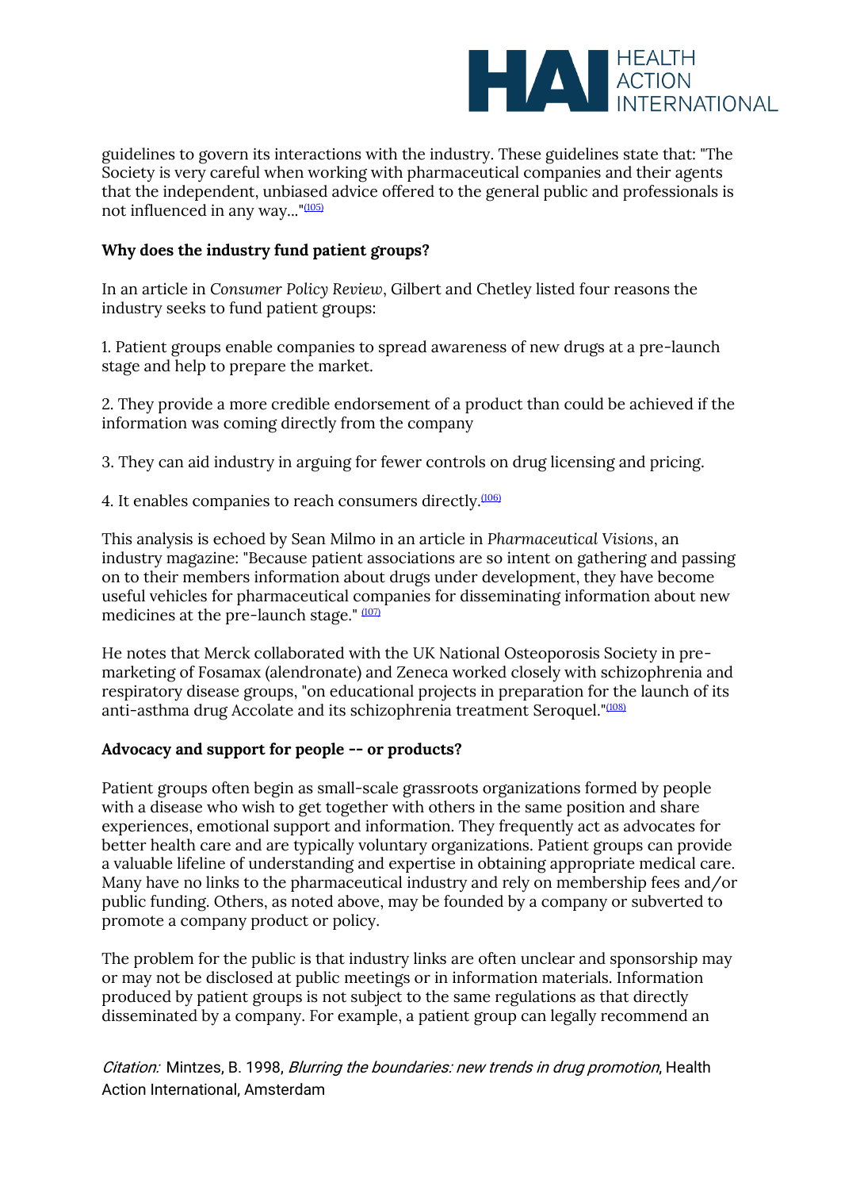guidelines to govern its interactions with the industry. These guidelines state that: "The Society is very careful when working with pharmaceutical companies and their agents that the independent, unbiased advice offered to the general public and professionals is not influenced in any way..."[105]

**Why does the industry fund patient groups?**

In an article in *Consumer Policy Review*, Gilbert and Chetley listed four reasons the industry seeks to fund patient groups:

1. Patient groups enable companies to spread awareness of new drugs at a pre-launch stage and help to prepare the market.

2. They provide a more credible endorsement of a product than could be achieved if the information was coming directly from the company

3. They can aid industry in arguing for fewer controls on drug licensing and pricing.

4. It enables companies to reach consumers directly.[106]

This analysis is echoed by Sean Milmo in an article in *Pharmaceutical Visions*, an industry magazine: "Because patient associations are so intent on gathering and passing on to their members information about drugs under development, they have become useful vehicles for pharmaceutical companies for disseminating information about new medicines at the pre-launch stage." [107]

He notes that Merck collaborated with the UK National Osteoporosis Society in pre-marketing of Fosamax (alendronate) and Zeneca worked closely with schizophrenia and respiratory disease groups, "on educational projects in preparation for the launch of its anti-asthma drug Accolate and its schizophrenia treatment Seroquel."[108]

**Advocacy and support for people -- or products?**

Patient groups often begin as small-scale grassroots organizations formed by people with a disease who wish to get together with others in the same position and share experiences, emotional support and information. They frequently act as advocates for better health care and are typically voluntary organizations. Patient groups can provide a valuable lifeline of understanding and expertise in obtaining appropriate medical care. Many have no links to the pharmaceutical industry and rely on membership fees and/or public funding. Others, as noted above, may be founded by a company or subverted to promote a company product or policy.

The problem for the public is that industry links are often unclear and sponsorship may or may not be disclosed at public meetings or in information materials. Information produced by patient groups is not subject to the same regulations as that directly disseminated by a company. For example, a patient group can legally recommend an

*Citation:* Mintzes, B. 1998, *Blurring the boundaries: new trends in drug promotion*, Health Action International, Amsterdam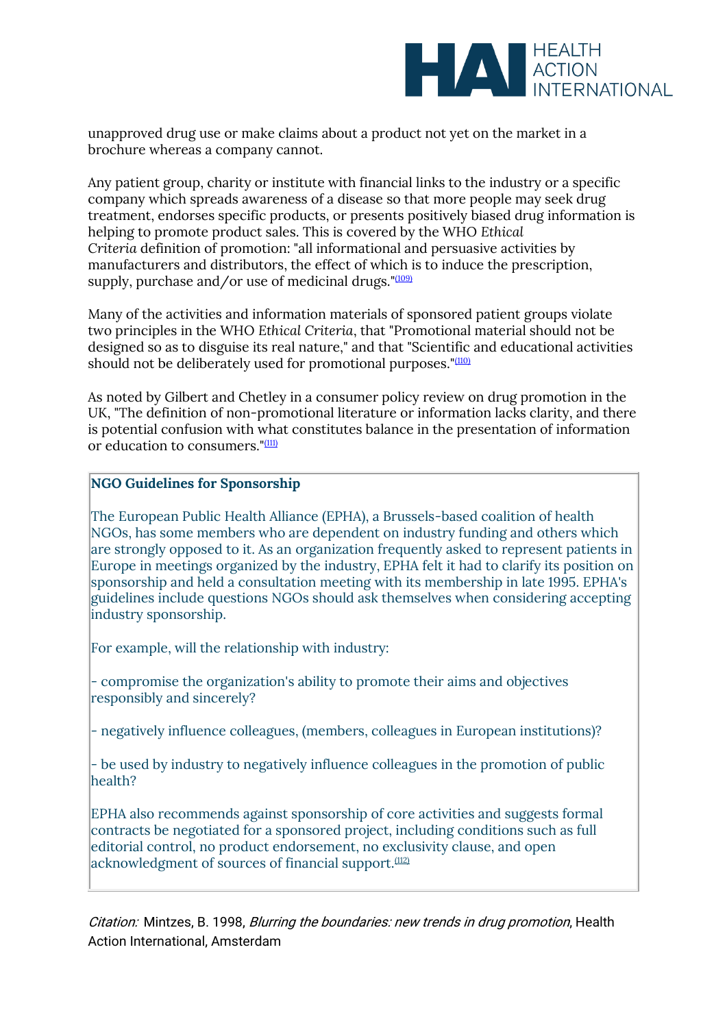unapproved drug use or make claims about a product not yet on the market in a brochure whereas a company cannot.

Any patient group, charity or institute with financial links to the industry or a specific company which spreads awareness of a disease so that more people may seek drug treatment, endorses specific products, or presents positively biased drug information is helping to promote product sales. This is covered by the WHO *Ethical Criteria* definition of promotion: "all informational and persuasive activities by manufacturers and distributors, the effect of which is to induce the prescription, supply, purchase and/or use of medicinal drugs."[109]

Many of the activities and information materials of sponsored patient groups violate two principles in the WHO *Ethical Criteria*, that "Promotional material should not be designed so as to disguise its real nature," and that "Scientific and educational activities should not be deliberately used for promotional purposes."[110]

As noted by Gilbert and Chetley in a consumer policy review on drug promotion in the UK, "The definition of non-promotional literature or information lacks clarity, and there is potential confusion with what constitutes balance in the presentation of information or education to consumers."[111]

**NGO Guidelines for Sponsorship**

The European Public Health Alliance (EPHA), a Brussels-based coalition of health NGOs, has some members who are dependent on industry funding and others which are strongly opposed to it. As an organization frequently asked to represent patients in Europe in meetings organized by the industry, EPHA felt it had to clarify its position on sponsorship and held a consultation meeting with its membership in late 1995. EPHA's guidelines include questions NGOs should ask themselves when considering accepting industry sponsorship.

For example, will the relationship with industry:

- compromise the organization's ability to promote their aims and objectives responsibly and sincerely?

- negatively influence colleagues, (members, colleagues in European institutions)?

- be used by industry to negatively influence colleagues in the promotion of public health?

EPHA also recommends against sponsorship of core activities and suggests formal contracts be negotiated for a sponsored project, including conditions such as full editorial control, no product endorsement, no exclusivity clause, and open acknowledgment of sources of financial support.[112]

*Citation:* Mintzes, B. 1998, *Blurring the boundaries: new trends in drug promotion*, Health Action International, Amsterdam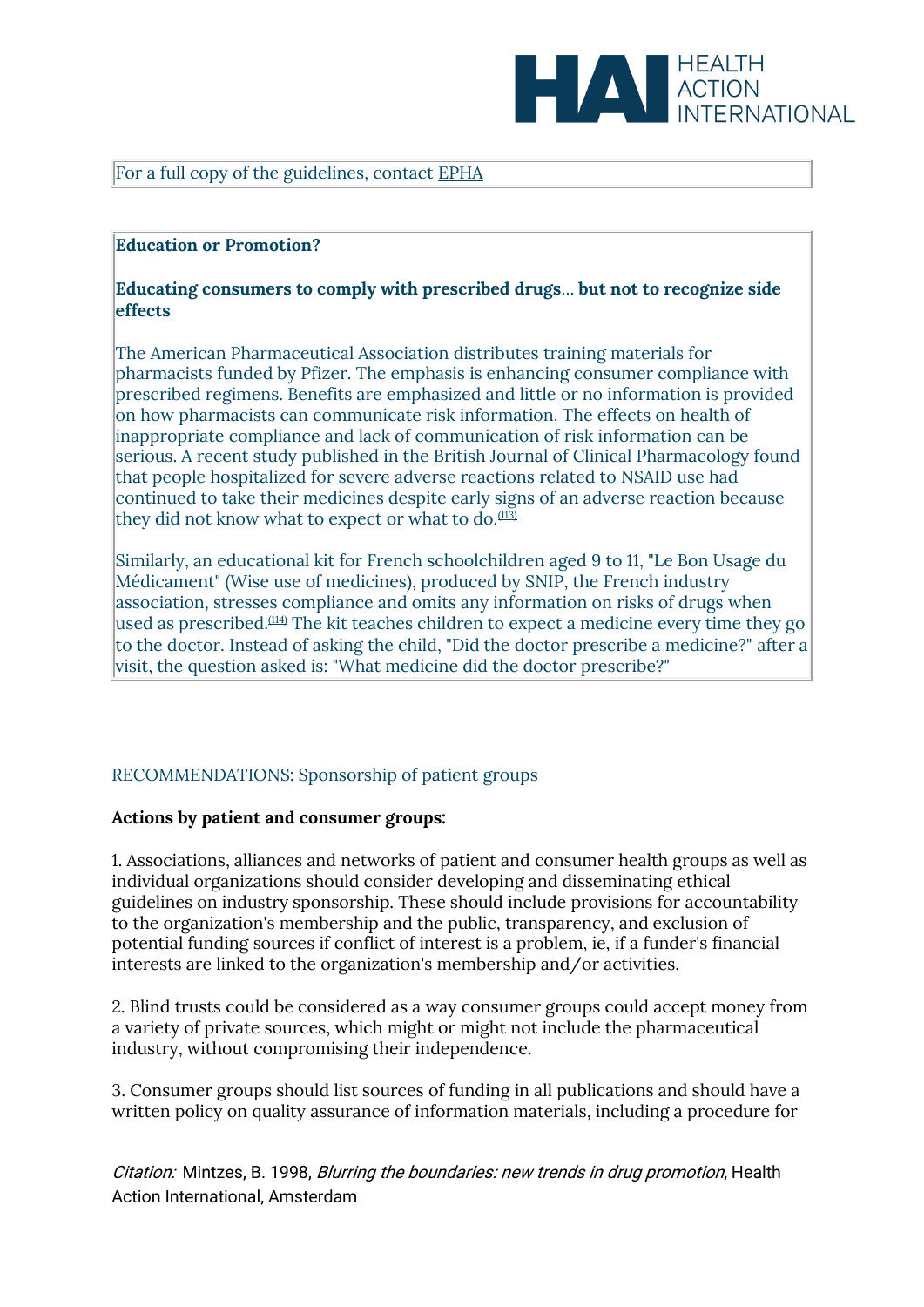For a full copy of the guidelines, contact EPHA

**Education or Promotion?**

**Educating consumers to comply with prescribed drugs... but not to recognize side effects**

The American Pharmaceutical Association distributes training materials for pharmacists funded by Pfizer. The emphasis is enhancing consumer compliance with prescribed regimens. Benefits are emphasized and little or no information is provided on how pharmacists can communicate risk information. The effects on health of inappropriate compliance and lack of communication of risk information can be serious. A recent study published in the British Journal of Clinical Pharmacology found that people hospitalized for severe adverse reactions related to NSAID use had continued to take their medicines despite early signs of an adverse reaction because they did not know what to expect or what to do.[113]

Similarly, an educational kit for French schoolchildren aged 9 to 11, "Le Bon Usage du Médicament" (Wise use of medicines), produced by SNIP, the French industry association, stresses compliance and omits any information on risks of drugs when used as prescribed.[114] The kit teaches children to expect a medicine every time they go to the doctor. Instead of asking the child, "Did the doctor prescribe a medicine?" after a visit, the question asked is: "What medicine did the doctor prescribe?"

## RECOMMENDATIONS: Sponsorship of patient groups

**Actions by patient and consumer groups:**

1. Associations, alliances and networks of patient and consumer health groups as well as individual organizations should consider developing and disseminating ethical guidelines on industry sponsorship. These should include provisions for accountability to the organization's membership and the public, transparency, and exclusion of potential funding sources if conflict of interest is a problem, ie, if a funder's financial interests are linked to the organization's membership and/or activities.

2. Blind trusts could be considered as a way consumer groups could accept money from a variety of private sources, which might or might not include the pharmaceutical industry, without compromising their independence.

3. Consumer groups should list sources of funding in all publications and should have a written policy on quality assurance of information materials, including a procedure for

*Citation:* Mintzes, B. 1998, *Blurring the boundaries: new trends in drug promotion*, Health Action International, Amsterdam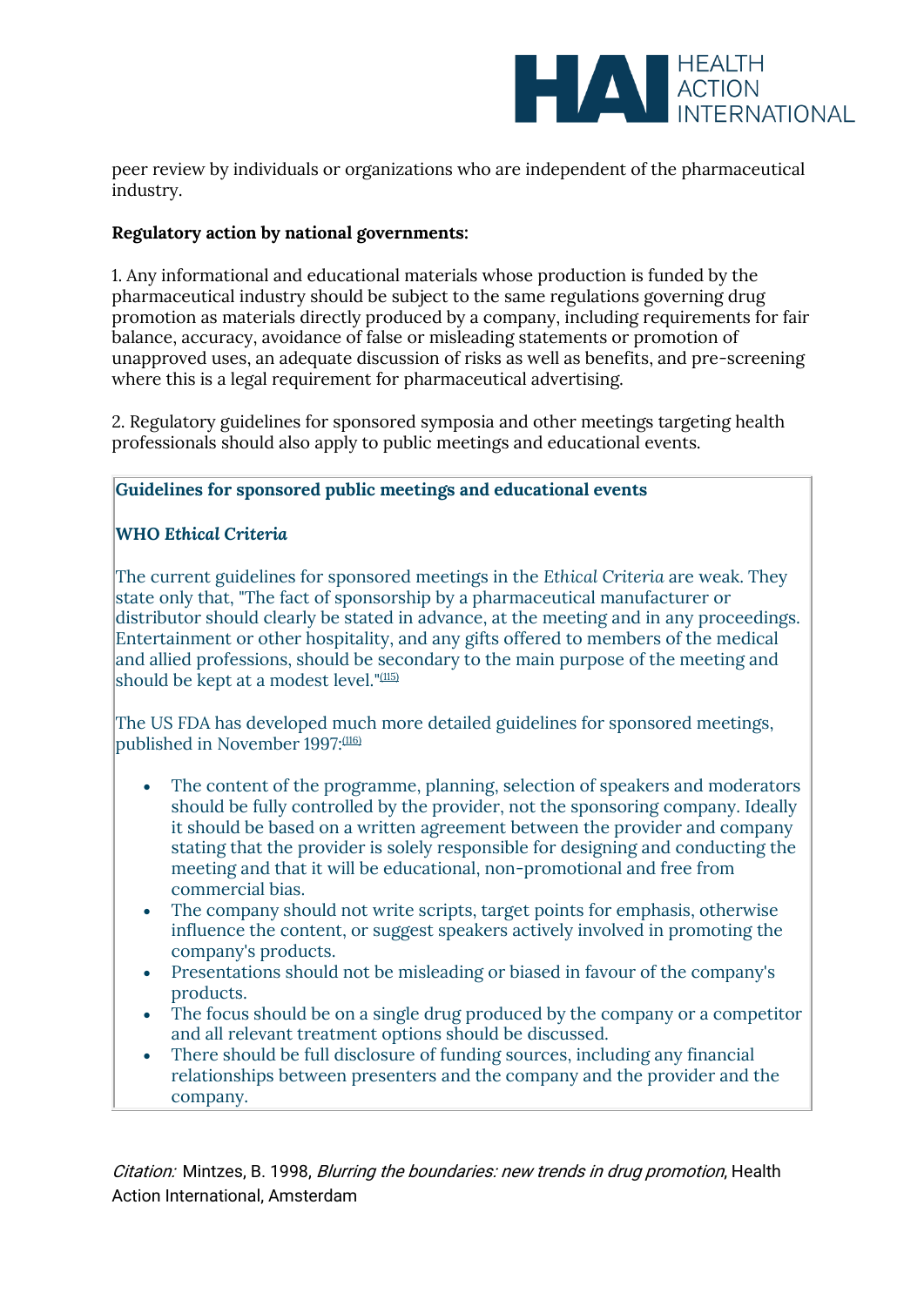peer review by individuals or organizations who are independent of the pharmaceutical industry.

**Regulatory action by national governments:**

1. Any informational and educational materials whose production is funded by the pharmaceutical industry should be subject to the same regulations governing drug promotion as materials directly produced by a company, including requirements for fair balance, accuracy, avoidance of false or misleading statements or promotion of unapproved uses, an adequate discussion of risks as well as benefits, and pre-screening where this is a legal requirement for pharmaceutical advertising.

2. Regulatory guidelines for sponsored symposia and other meetings targeting health professionals should also apply to public meetings and educational events.

**Guidelines for sponsored public meetings and educational events**

**WHO *Ethical Criteria***

The current guidelines for sponsored meetings in the *Ethical Criteria* are weak. They state only that, "The fact of sponsorship by a pharmaceutical manufacturer or distributor should clearly be stated in advance, at the meeting and in any proceedings. Entertainment or other hospitality, and any gifts offered to members of the medical and allied professions, should be secondary to the main purpose of the meeting and should be kept at a modest level."[115]

The US FDA has developed much more detailed guidelines for sponsored meetings, published in November 1997:[116]

- The content of the programme, planning, selection of speakers and moderators should be fully controlled by the provider, not the sponsoring company. Ideally it should be based on a written agreement between the provider and company stating that the provider is solely responsible for designing and conducting the meeting and that it will be educational, non-promotional and free from commercial bias.
- The company should not write scripts, target points for emphasis, otherwise influence the content, or suggest speakers actively involved in promoting the company's products.
- Presentations should not be misleading or biased in favour of the company's products.
- The focus should be on a single drug produced by the company or a competitor and all relevant treatment options should be discussed.
- There should be full disclosure of funding sources, including any financial relationships between presenters and the company and the provider and the company.

*Citation:* Mintzes, B. 1998, *Blurring the boundaries: new trends in drug promotion*, Health Action International, Amsterdam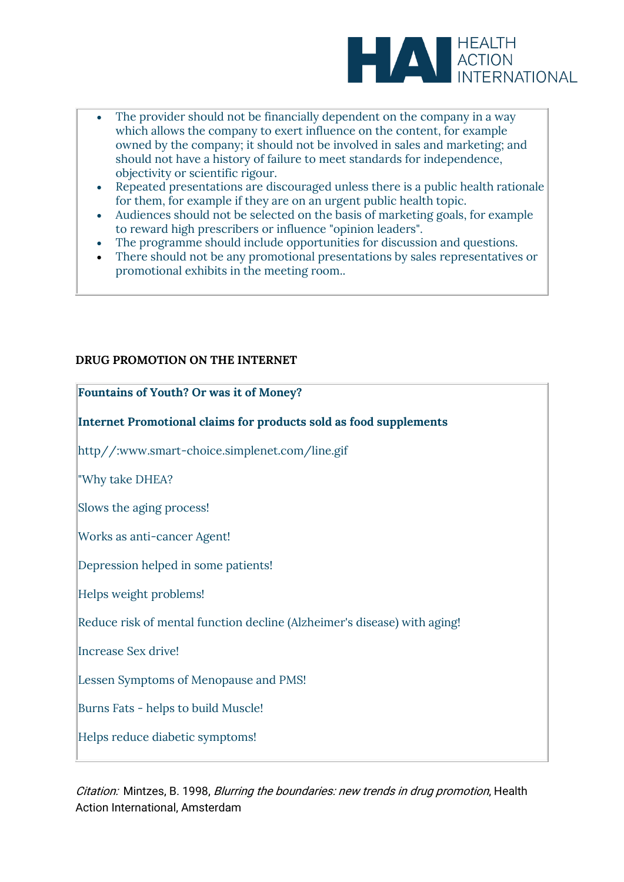- The provider should not be financially dependent on the company in a way which allows the company to exert influence on the content, for example owned by the company; it should not be involved in sales and marketing; and should not have a history of failure to meet standards for independence, objectivity or scientific rigour.
- Repeated presentations are discouraged unless there is a public health rationale for them, for example if they are on an urgent public health topic.
- Audiences should not be selected on the basis of marketing goals, for example to reward high prescribers or influence "opinion leaders".
- The programme should include opportunities for discussion and questions.
- There should not be any promotional presentations by sales representatives or promotional exhibits in the meeting room..

## DRUG PROMOTION ON THE INTERNET

**Fountains of Youth? Or was it of Money?**

**Internet Promotional claims for products sold as food supplements**

http//:www.smart-choice.simplenet.com/line.gif

"Why take DHEA?

Slows the aging process!

Works as anti-cancer Agent!

Depression helped in some patients!

Helps weight problems!

Reduce risk of mental function decline (Alzheimer's disease) with aging!

Increase Sex drive!

Lessen Symptoms of Menopause and PMS!

Burns Fats - helps to build Muscle!

Helps reduce diabetic symptoms!

*Citation:* Mintzes, B. 1998, *Blurring the boundaries: new trends in drug promotion*, Health Action International, Amsterdam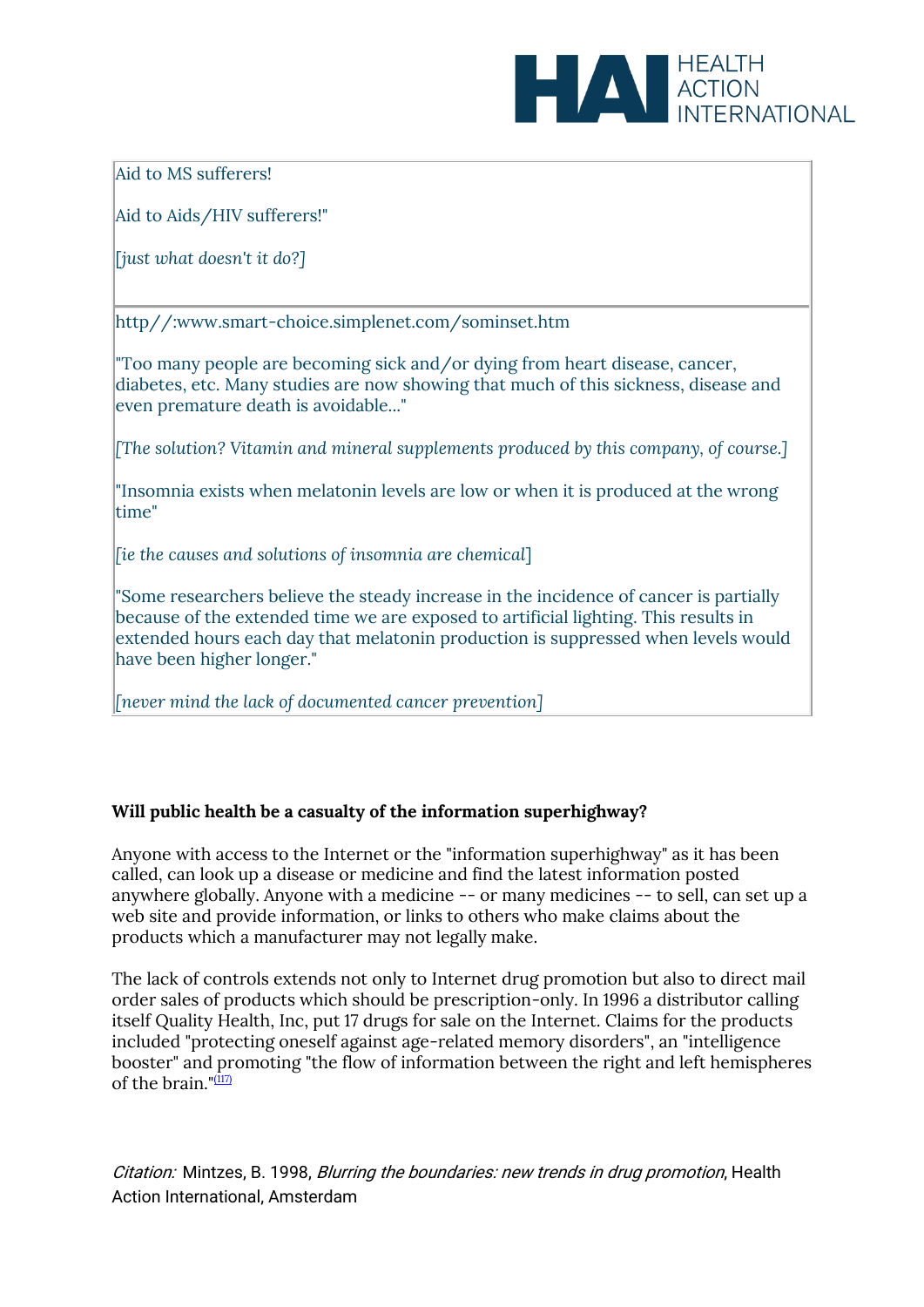Aid to MS sufferers!

Aid to Aids/HIV sufferers!"

*[just what doesn't it do?]*

http//:www.smart-choice.simplenet.com/sominset.htm

"Too many people are becoming sick and/or dying from heart disease, cancer, diabetes, etc. Many studies are now showing that much of this sickness, disease and even premature death is avoidable..."

*[The solution? Vitamin and mineral supplements produced by this company, of course.]*

"Insomnia exists when melatonin levels are low or when it is produced at the wrong time"

*[ie the causes and solutions of insomnia are chemical]*

"Some researchers believe the steady increase in the incidence of cancer is partially because of the extended time we are exposed to artificial lighting. This results in extended hours each day that melatonin production is suppressed when levels would have been higher longer."

*[never mind the lack of documented cancer prevention]*

**Will public health be a casualty of the information superhighway?**

Anyone with access to the Internet or the "information superhighway" as it has been called, can look up a disease or medicine and find the latest information posted anywhere globally. Anyone with a medicine -- or many medicines -- to sell, can set up a web site and provide information, or links to others who make claims about the products which a manufacturer may not legally make.

The lack of controls extends not only to Internet drug promotion but also to direct mail order sales of products which should be prescription-only. In 1996 a distributor calling itself Quality Health, Inc, put 17 drugs for sale on the Internet. Claims for the products included "protecting oneself against age-related memory disorders", an "intelligence booster" and promoting "the flow of information between the right and left hemispheres of the brain."[117]

*Citation:* Mintzes, B. 1998, *Blurring the boundaries: new trends in drug promotion*, Health Action International, Amsterdam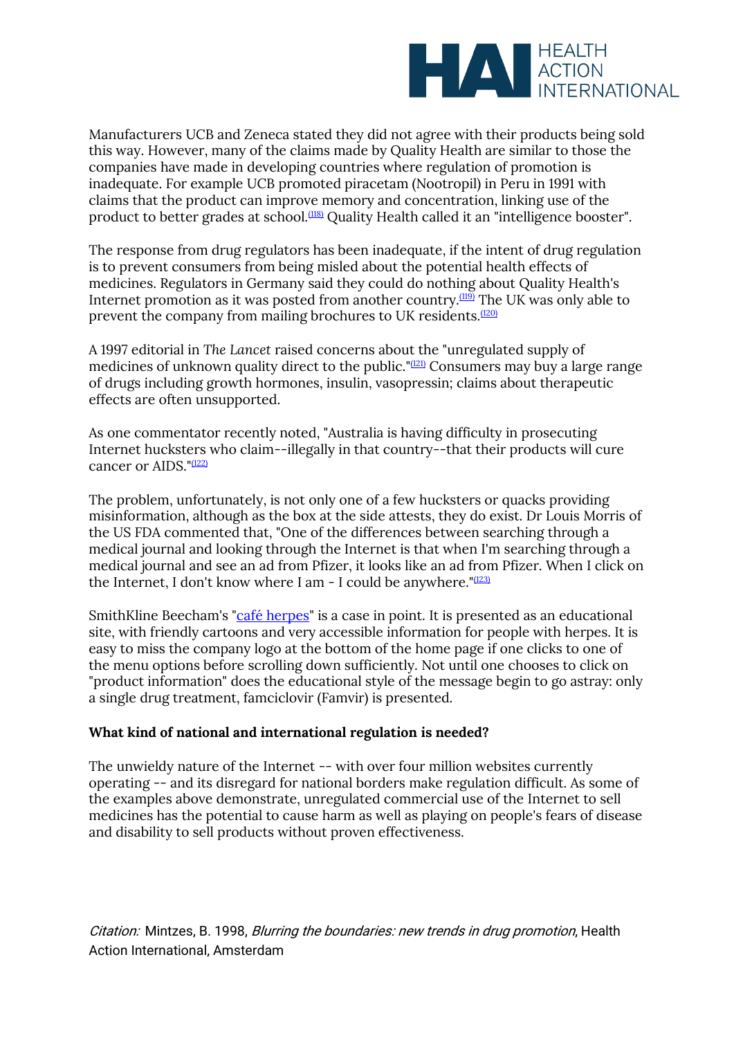Manufacturers UCB and Zeneca stated they did not agree with their products being sold this way. However, many of the claims made by Quality Health are similar to those the companies have made in developing countries where regulation of promotion is inadequate. For example UCB promoted piracetam (Nootropil) in Peru in 1991 with claims that the product can improve memory and concentration, linking use of the product to better grades at school.[118] Quality Health called it an "intelligence booster".

The response from drug regulators has been inadequate, if the intent of drug regulation is to prevent consumers from being misled about the potential health effects of medicines. Regulators in Germany said they could do nothing about Quality Health's Internet promotion as it was posted from another country.[119] The UK was only able to prevent the company from mailing brochures to UK residents.[120]

A 1997 editorial in *The Lancet* raised concerns about the "unregulated supply of medicines of unknown quality direct to the public."[121] Consumers may buy a large range of drugs including growth hormones, insulin, vasopressin; claims about therapeutic effects are often unsupported.

As one commentator recently noted, "Australia is having difficulty in prosecuting Internet hucksters who claim--illegally in that country--that their products will cure cancer or AIDS."[122]

The problem, unfortunately, is not only one of a few hucksters or quacks providing misinformation, although as the box at the side attests, they do exist. Dr Louis Morris of the US FDA commented that, "One of the differences between searching through a medical journal and looking through the Internet is that when I'm searching through a medical journal and see an ad from Pfizer, it looks like an ad from Pfizer. When I click on the Internet, I don't know where I am - I could be anywhere."[123]

SmithKline Beecham's "café herpes" is a case in point. It is presented as an educational site, with friendly cartoons and very accessible information for people with herpes. It is easy to miss the company logo at the bottom of the home page if one clicks to one of the menu options before scrolling down sufficiently. Not until one chooses to click on "product information" does the educational style of the message begin to go astray: only a single drug treatment, famciclovir (Famvir) is presented.

**What kind of national and international regulation is needed?**

The unwieldy nature of the Internet -- with over four million websites currently operating -- and its disregard for national borders make regulation difficult. As some of the examples above demonstrate, unregulated commercial use of the Internet to sell medicines has the potential to cause harm as well as playing on people's fears of disease and disability to sell products without proven effectiveness.

*Citation:* Mintzes, B. 1998, *Blurring the boundaries: new trends in drug promotion*, Health Action International, Amsterdam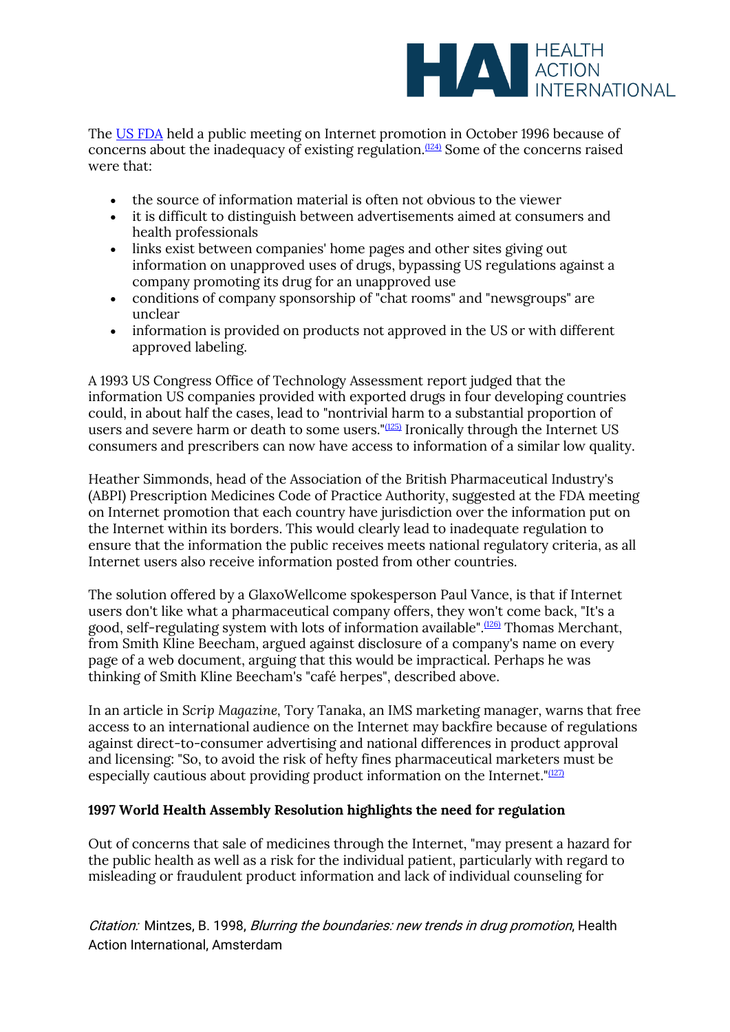The US FDA held a public meeting on Internet promotion in October 1996 because of concerns about the inadequacy of existing regulation.[124] Some of the concerns raised were that:

- the source of information material is often not obvious to the viewer
- it is difficult to distinguish between advertisements aimed at consumers and health professionals
- links exist between companies' home pages and other sites giving out information on unapproved uses of drugs, bypassing US regulations against a company promoting its drug for an unapproved use
- conditions of company sponsorship of "chat rooms" and "newsgroups" are unclear
- information is provided on products not approved in the US or with different approved labeling.

A 1993 US Congress Office of Technology Assessment report judged that the information US companies provided with exported drugs in four developing countries could, in about half the cases, lead to "nontrivial harm to a substantial proportion of users and severe harm or death to some users."[125] Ironically through the Internet US consumers and prescribers can now have access to information of a similar low quality.

Heather Simmonds, head of the Association of the British Pharmaceutical Industry's (ABPI) Prescription Medicines Code of Practice Authority, suggested at the FDA meeting on Internet promotion that each country have jurisdiction over the information put on the Internet within its borders. This would clearly lead to inadequate regulation to ensure that the information the public receives meets national regulatory criteria, as all Internet users also receive information posted from other countries.

The solution offered by a GlaxoWellcome spokesperson Paul Vance, is that if Internet users don't like what a pharmaceutical company offers, they won't come back, "It's a good, self-regulating system with lots of information available".[126] Thomas Merchant, from Smith Kline Beecham, argued against disclosure of a company's name on every page of a web document, arguing that this would be impractical. Perhaps he was thinking of Smith Kline Beecham's "café herpes", described above.

In an article in *Scrip Magazine*, Tory Tanaka, an IMS marketing manager, warns that free access to an international audience on the Internet may backfire because of regulations against direct-to-consumer advertising and national differences in product approval and licensing: "So, to avoid the risk of hefty fines pharmaceutical marketers must be especially cautious about providing product information on the Internet."[127]

**1997 World Health Assembly Resolution highlights the need for regulation**

Out of concerns that sale of medicines through the Internet, "may present a hazard for the public health as well as a risk for the individual patient, particularly with regard to misleading or fraudulent product information and lack of individual counseling for

*Citation:* Mintzes, B. 1998, *Blurring the boundaries: new trends in drug promotion*, Health Action International, Amsterdam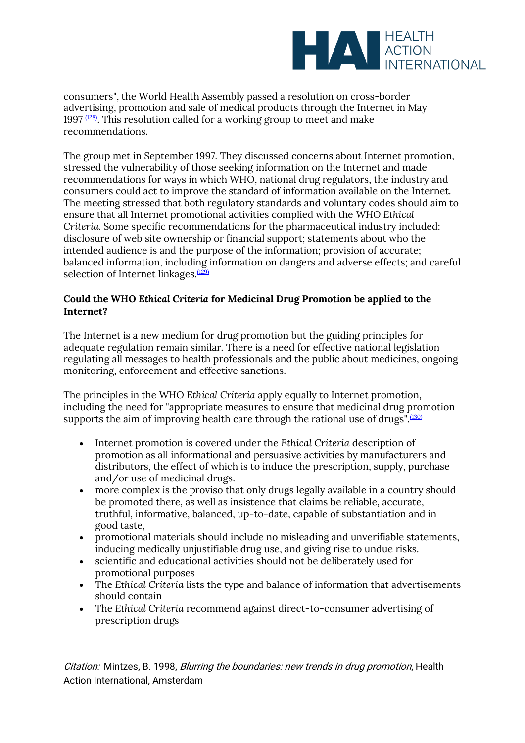consumers", the World Health Assembly passed a resolution on cross-border advertising, promotion and sale of medical products through the Internet in May 1997 [(128)]. This resolution called for a working group to meet and make recommendations.

The group met in September 1997. They discussed concerns about Internet promotion, stressed the vulnerability of those seeking information on the Internet and made recommendations for ways in which WHO, national drug regulators, the industry and consumers could act to improve the standard of information available on the Internet. The meeting stressed that both regulatory standards and voluntary codes should aim to ensure that all Internet promotional activities complied with the *WHO Ethical Criteria*. Some specific recommendations for the pharmaceutical industry included: disclosure of web site ownership or financial support; statements about who the intended audience is and the purpose of the information; provision of accurate; balanced information, including information on dangers and adverse effects; and careful selection of Internet linkages.[(129)]

### Could the WHO *Ethical Criteria* for Medicinal Drug Promotion be applied to the Internet?

The Internet is a new medium for drug promotion but the guiding principles for adequate regulation remain similar. There is a need for effective national legislation regulating all messages to health professionals and the public about medicines, ongoing monitoring, enforcement and effective sanctions.

The principles in the WHO *Ethical Criteria* apply equally to Internet promotion, including the need for "appropriate measures to ensure that medicinal drug promotion supports the aim of improving health care through the rational use of drugs".[(130)]

- Internet promotion is covered under the *Ethical Criteria* description of promotion as all informational and persuasive activities by manufacturers and distributors, the effect of which is to induce the prescription, supply, purchase and/or use of medicinal drugs.
- more complex is the proviso that only drugs legally available in a country should be promoted there, as well as insistence that claims be reliable, accurate, truthful, informative, balanced, up-to-date, capable of substantiation and in good taste,
- promotional materials should include no misleading and unverifiable statements, inducing medically unjustifiable drug use, and giving rise to undue risks.
- scientific and educational activities should not be deliberately used for promotional purposes
- The *Ethical Criteria* lists the type and balance of information that advertisements should contain
- The *Ethical Criteria* recommend against direct-to-consumer advertising of prescription drugs

*Citation:* Mintzes, B. 1998, *Blurring the boundaries: new trends in drug promotion*, Health Action International, Amsterdam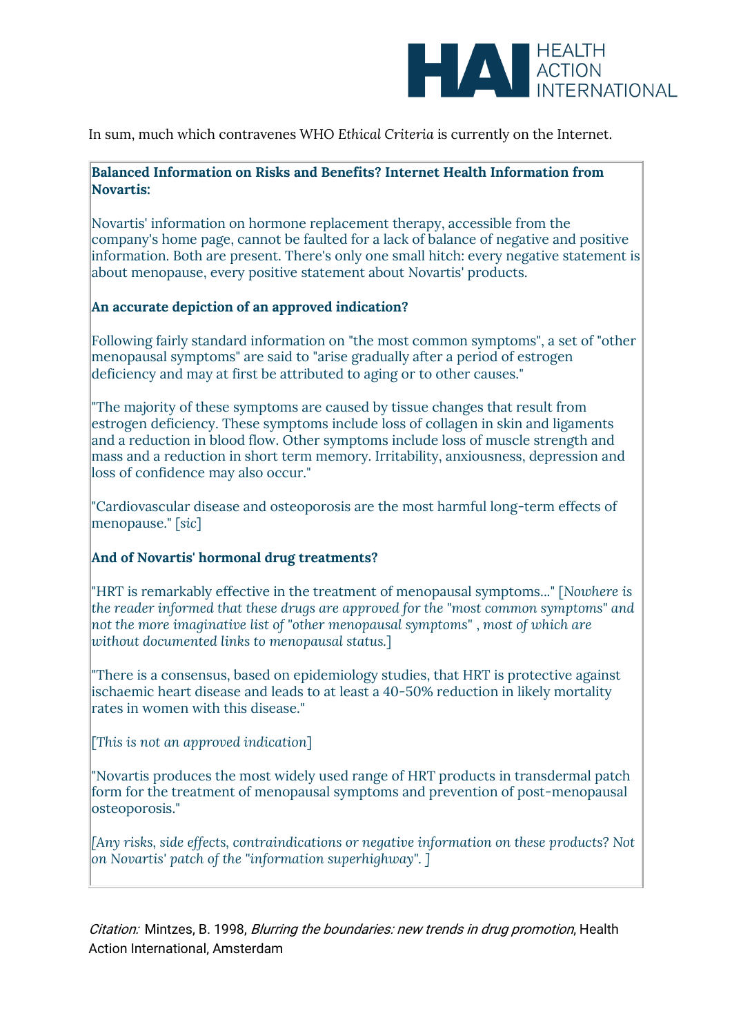In sum, much which contravenes WHO *Ethical Criteria* is currently on the Internet.

**Balanced Information on Risks and Benefits? Internet Health Information from Novartis:**

Novartis' information on hormone replacement therapy, accessible from the company's home page, cannot be faulted for a lack of balance of negative and positive information. Both are present. There's only one small hitch: every negative statement is about menopause, every positive statement about Novartis' products.

**An accurate depiction of an approved indication?**

Following fairly standard information on "the most common symptoms", a set of "other menopausal symptoms" are said to "arise gradually after a period of estrogen deficiency and may at first be attributed to aging or to other causes."

"The majority of these symptoms are caused by tissue changes that result from estrogen deficiency. These symptoms include loss of collagen in skin and ligaments and a reduction in blood flow. Other symptoms include loss of muscle strength and mass and a reduction in short term memory. Irritability, anxiousness, depression and loss of confidence may also occur."

"Cardiovascular disease and osteoporosis are the most harmful long-term effects of menopause." [*sic*]

**And of Novartis' hormonal drug treatments?**

"HRT is remarkably effective in the treatment of menopausal symptoms..." [*Nowhere is the reader informed that these drugs are approved for the "most common symptoms" and not the more imaginative list of "other menopausal symptoms" , most of which are without documented links to menopausal status.*]

"There is a consensus, based on epidemiology studies, that HRT is protective against ischaemic heart disease and leads to at least a 40-50% reduction in likely mortality rates in women with this disease."

[*This is not an approved indication*]

"Novartis produces the most widely used range of HRT products in transdermal patch form for the treatment of menopausal symptoms and prevention of post-menopausal osteoporosis."

*[Any risks, side effects, contraindications or negative information on these products? Not on Novartis' patch of the "information superhighway". ]*

*Citation:* Mintzes, B. 1998, *Blurring the boundaries: new trends in drug promotion*, Health Action International, Amsterdam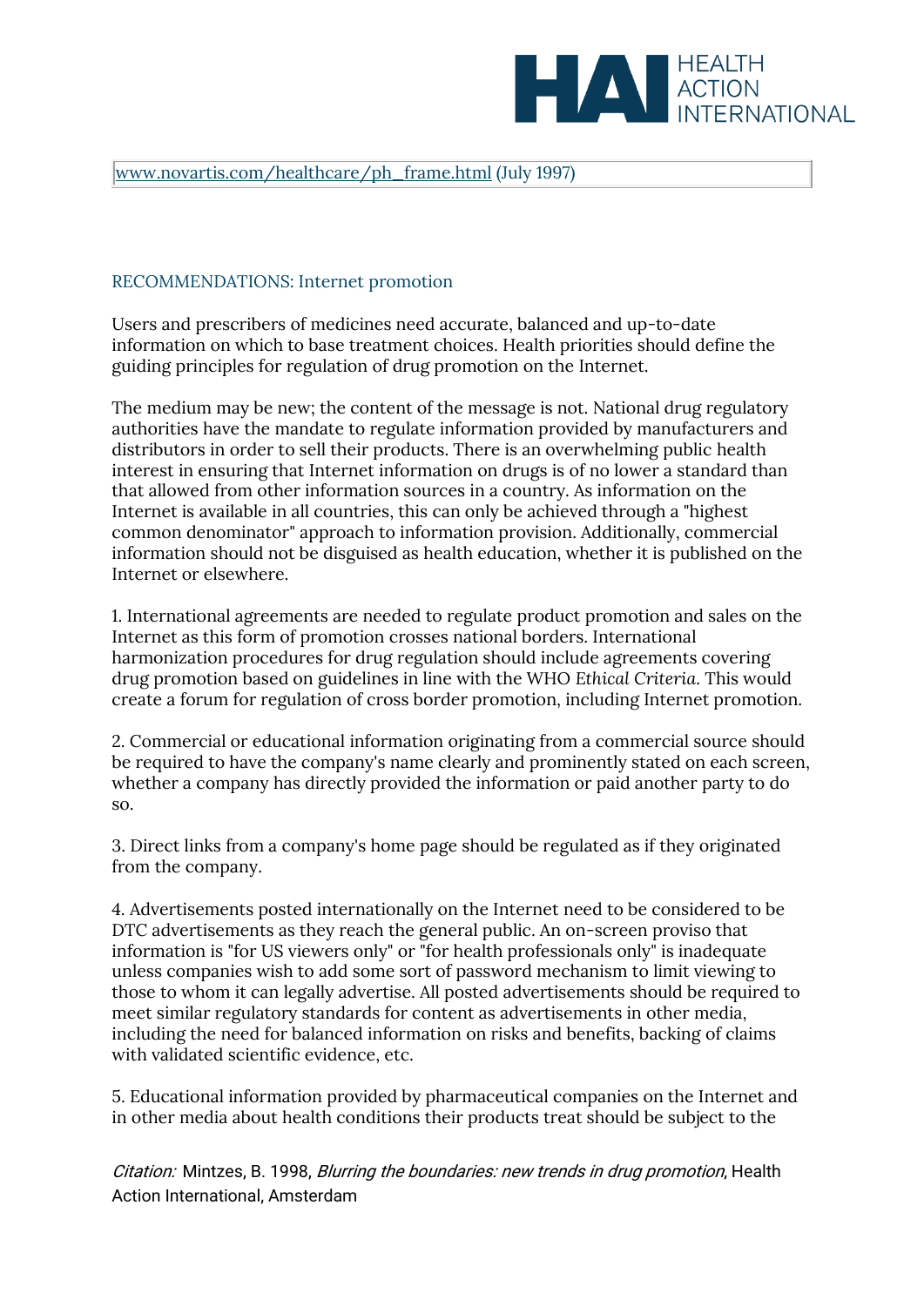[www.novartis.com/healthcare/ph_frame.html](www.novartis.com/healthcare/ph_frame.html) (July 1997)

## RECOMMENDATIONS: Internet promotion

Users and prescribers of medicines need accurate, balanced and up-to-date information on which to base treatment choices. Health priorities should define the guiding principles for regulation of drug promotion on the Internet.

The medium may be new; the content of the message is not. National drug regulatory authorities have the mandate to regulate information provided by manufacturers and distributors in order to sell their products. There is an overwhelming public health interest in ensuring that Internet information on drugs is of no lower a standard than that allowed from other information sources in a country. As information on the Internet is available in all countries, this can only be achieved through a "highest common denominator" approach to information provision. Additionally, commercial information should not be disguised as health education, whether it is published on the Internet or elsewhere.

1. International agreements are needed to regulate product promotion and sales on the Internet as this form of promotion crosses national borders. International harmonization procedures for drug regulation should include agreements covering drug promotion based on guidelines in line with the WHO *Ethical Criteria*. This would create a forum for regulation of cross border promotion, including Internet promotion.

2. Commercial or educational information originating from a commercial source should be required to have the company's name clearly and prominently stated on each screen, whether a company has directly provided the information or paid another party to do so.

3. Direct links from a company's home page should be regulated as if they originated from the company.

4. Advertisements posted internationally on the Internet need to be considered to be DTC advertisements as they reach the general public. An on-screen proviso that information is "for US viewers only" or "for health professionals only" is inadequate unless companies wish to add some sort of password mechanism to limit viewing to those to whom it can legally advertise. All posted advertisements should be required to meet similar regulatory standards for content as advertisements in other media, including the need for balanced information on risks and benefits, backing of claims with validated scientific evidence, etc.

5. Educational information provided by pharmaceutical companies on the Internet and in other media about health conditions their products treat should be subject to the

*Citation:* Mintzes, B. 1998, *Blurring the boundaries: new trends in drug promotion*, Health Action International, Amsterdam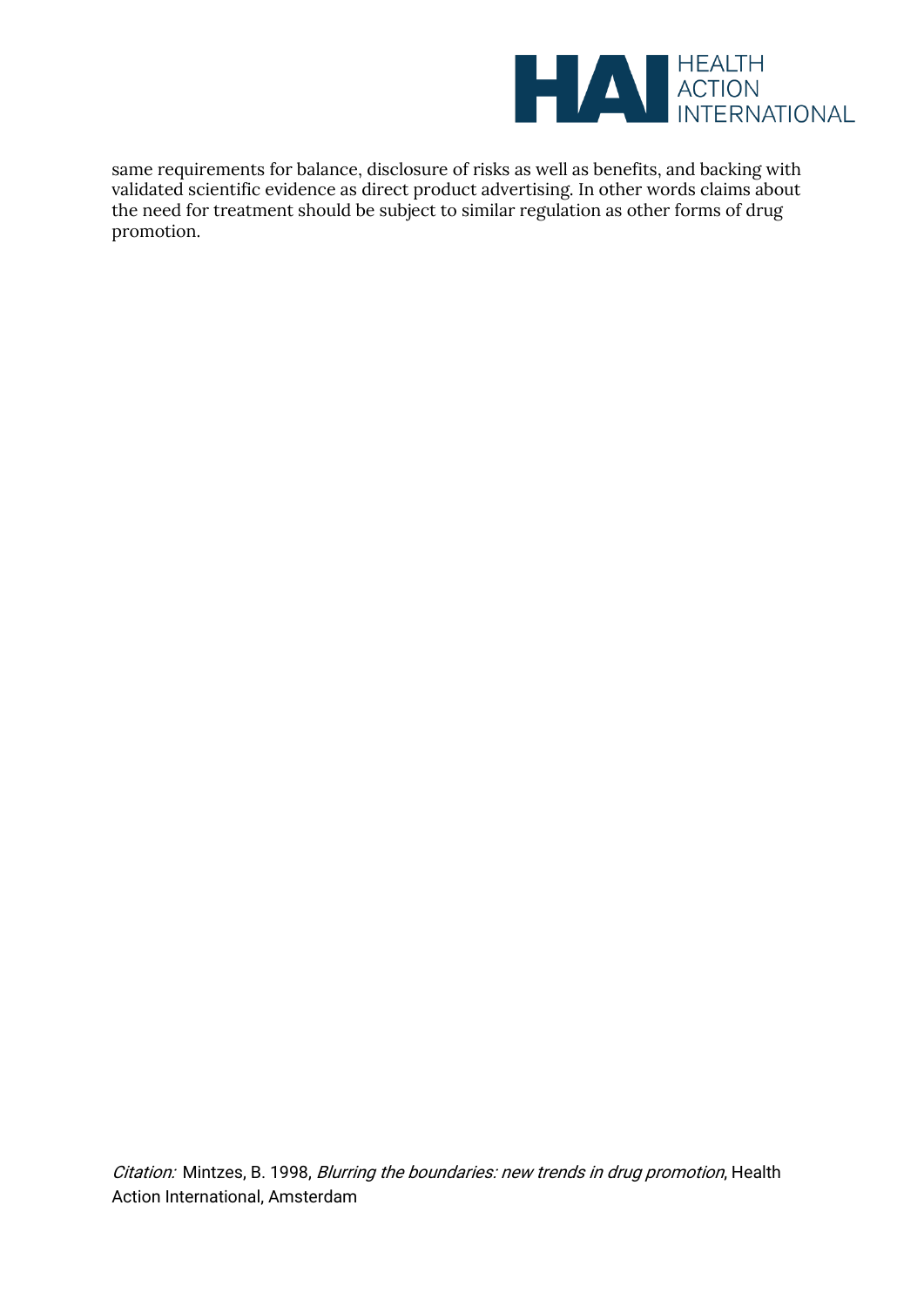same requirements for balance, disclosure of risks as well as benefits, and backing with validated scientific evidence as direct product advertising. In other words claims about the need for treatment should be subject to similar regulation as other forms of drug promotion.

*Citation:* Mintzes, B. 1998, *Blurring the boundaries: new trends in drug promotion*, Health Action International, Amsterdam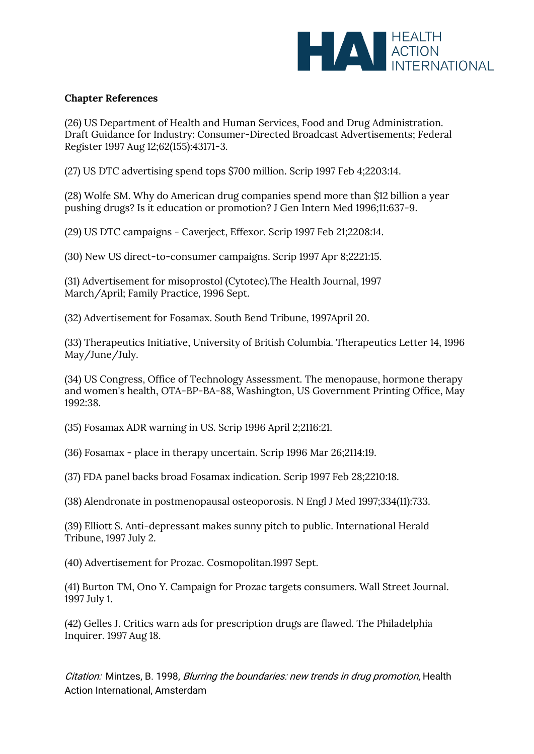**Chapter References**

(26) US Department of Health and Human Services, Food and Drug Administration. Draft Guidance for Industry: Consumer-Directed Broadcast Advertisements; Federal Register 1997 Aug 12;62(155):43171-3.

(27) US DTC advertising spend tops $700 million. Scrip 1997 Feb 4;2203:14.

(28) Wolfe SM. Why do American drug companies spend more than $12 billion a year pushing drugs? Is it education or promotion? J Gen Intern Med 1996;11:637-9.

(29) US DTC campaigns - Caverject, Effexor. Scrip 1997 Feb 21;2208:14.

(30) New US direct-to-consumer campaigns. Scrip 1997 Apr 8;2221:15.

(31) Advertisement for misoprostol (Cytotec).The Health Journal, 1997 March/April; Family Practice, 1996 Sept.

(32) Advertisement for Fosamax. South Bend Tribune, 1997April 20.

(33) Therapeutics Initiative, University of British Columbia. Therapeutics Letter 14, 1996 May/June/July.

(34) US Congress, Office of Technology Assessment. The menopause, hormone therapy and women's health, OTA-BP-BA-88, Washington, US Government Printing Office, May 1992:38.

(35) Fosamax ADR warning in US. Scrip 1996 April 2;2116:21.

(36) Fosamax - place in therapy uncertain. Scrip 1996 Mar 26;2114:19.

(37) FDA panel backs broad Fosamax indication. Scrip 1997 Feb 28;2210:18.

(38) Alendronate in postmenopausal osteoporosis. N Engl J Med 1997;334(11):733.

(39) Elliott S. Anti-depressant makes sunny pitch to public. International Herald Tribune, 1997 July 2.

(40) Advertisement for Prozac. Cosmopolitan.1997 Sept.

(41) Burton TM, Ono Y. Campaign for Prozac targets consumers. Wall Street Journal. 1997 July 1.

(42) Gelles J. Critics warn ads for prescription drugs are flawed. The Philadelphia Inquirer. 1997 Aug 18.

*Citation:* Mintzes, B. 1998, *Blurring the boundaries: new trends in drug promotion*, Health Action International, Amsterdam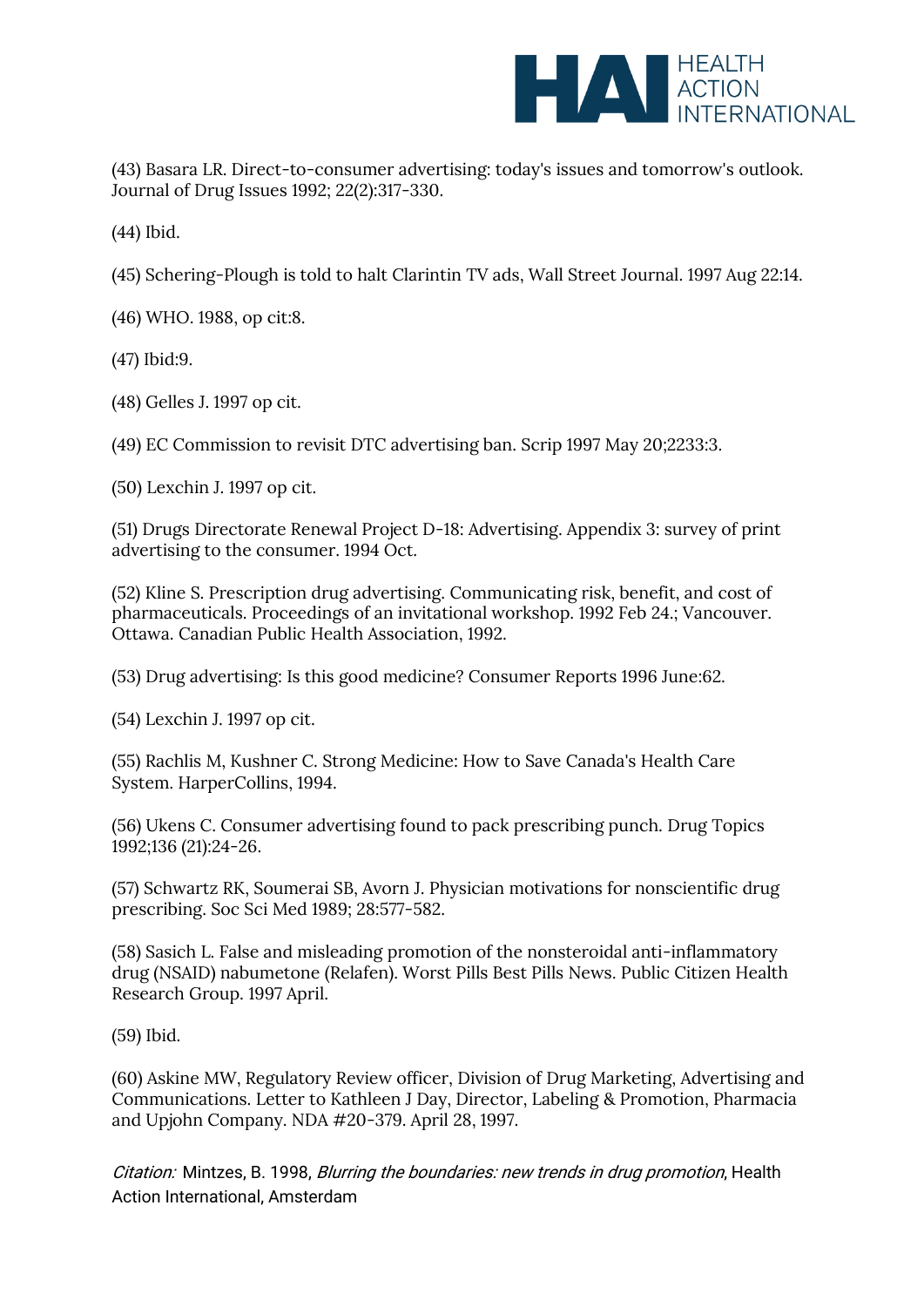(43) Basara LR. Direct-to-consumer advertising: today's issues and tomorrow's outlook. Journal of Drug Issues 1992; 22(2):317-330.

(44) Ibid.

(45) Schering-Plough is told to halt Clarintin TV ads, Wall Street Journal. 1997 Aug 22:14.

(46) WHO. 1988, op cit:8.

(47) Ibid:9.

(48) Gelles J. 1997 op cit.

(49) EC Commission to revisit DTC advertising ban. Scrip 1997 May 20;2233:3.

(50) Lexchin J. 1997 op cit.

(51) Drugs Directorate Renewal Project D-18: Advertising. Appendix 3: survey of print advertising to the consumer. 1994 Oct.

(52) Kline S. Prescription drug advertising. Communicating risk, benefit, and cost of pharmaceuticals. Proceedings of an invitational workshop. 1992 Feb 24.; Vancouver. Ottawa. Canadian Public Health Association, 1992.

(53) Drug advertising: Is this good medicine? Consumer Reports 1996 June:62.

(54) Lexchin J. 1997 op cit.

(55) Rachlis M, Kushner C. Strong Medicine: How to Save Canada's Health Care System. HarperCollins, 1994.

(56) Ukens C. Consumer advertising found to pack prescribing punch. Drug Topics 1992;136 (21):24-26.

(57) Schwartz RK, Soumerai SB, Avorn J. Physician motivations for nonscientific drug prescribing. Soc Sci Med 1989; 28:577-582.

(58) Sasich L. False and misleading promotion of the nonsteroidal anti-inflammatory drug (NSAID) nabumetone (Relafen). Worst Pills Best Pills News. Public Citizen Health Research Group. 1997 April.

(59) Ibid.

(60) Askine MW, Regulatory Review officer, Division of Drug Marketing, Advertising and Communications. Letter to Kathleen J Day, Director, Labeling & Promotion, Pharmacia and Upjohn Company. NDA #20-379. April 28, 1997.

*Citation:* Mintzes, B. 1998, *Blurring the boundaries: new trends in drug promotion*, Health Action International, Amsterdam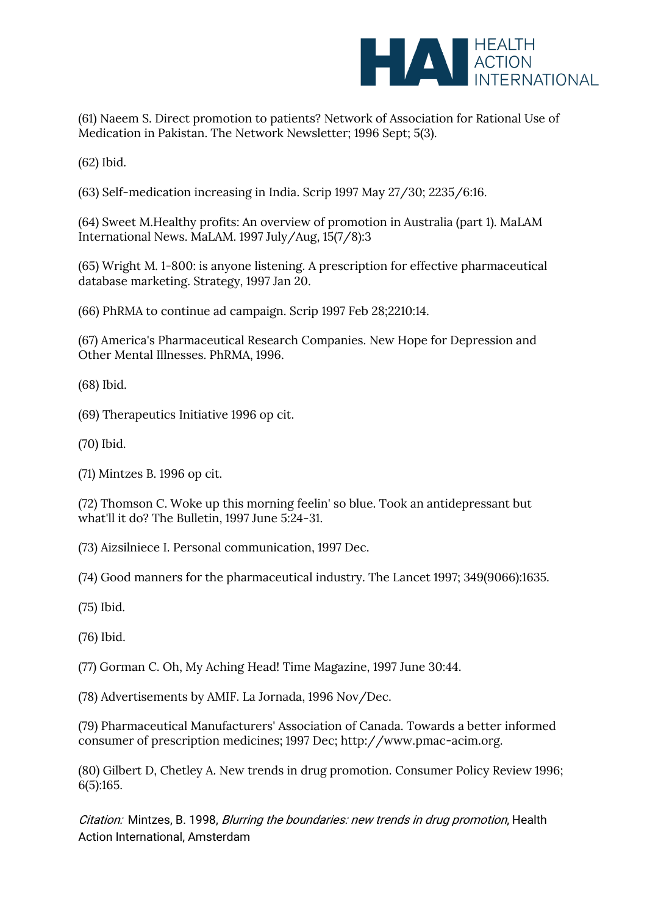(61) Naeem S. Direct promotion to patients? Network of Association for Rational Use of Medication in Pakistan. The Network Newsletter; 1996 Sept; 5(3).

(62) Ibid.

(63) Self-medication increasing in India. Scrip 1997 May 27/30; 2235/6:16.

(64) Sweet M.Healthy profits: An overview of promotion in Australia (part 1). MaLAM International News. MaLAM. 1997 July/Aug, 15(7/8):3

(65) Wright M. 1-800: is anyone listening. A prescription for effective pharmaceutical database marketing. Strategy, 1997 Jan 20.

(66) PhRMA to continue ad campaign. Scrip 1997 Feb 28;2210:14.

(67) America's Pharmaceutical Research Companies. New Hope for Depression and Other Mental Illnesses. PhRMA, 1996.

(68) Ibid.

(69) Therapeutics Initiative 1996 op cit.

(70) Ibid.

(71) Mintzes B. 1996 op cit.

(72) Thomson C. Woke up this morning feelin' so blue. Took an antidepressant but what'll it do? The Bulletin, 1997 June 5:24-31.

(73) Aizsilniece I. Personal communication, 1997 Dec.

(74) Good manners for the pharmaceutical industry. The Lancet 1997; 349(9066):1635.

(75) Ibid.

(76) Ibid.

(77) Gorman C. Oh, My Aching Head! Time Magazine, 1997 June 30:44.

(78) Advertisements by AMIF. La Jornada, 1996 Nov/Dec.

(79) Pharmaceutical Manufacturers' Association of Canada. Towards a better informed consumer of prescription medicines; 1997 Dec; http://www.pmac-acim.org.

(80) Gilbert D, Chetley A. New trends in drug promotion. Consumer Policy Review 1996; 6(5):165.

*Citation:* Mintzes, B. 1998, *Blurring the boundaries: new trends in drug promotion*, Health Action International, Amsterdam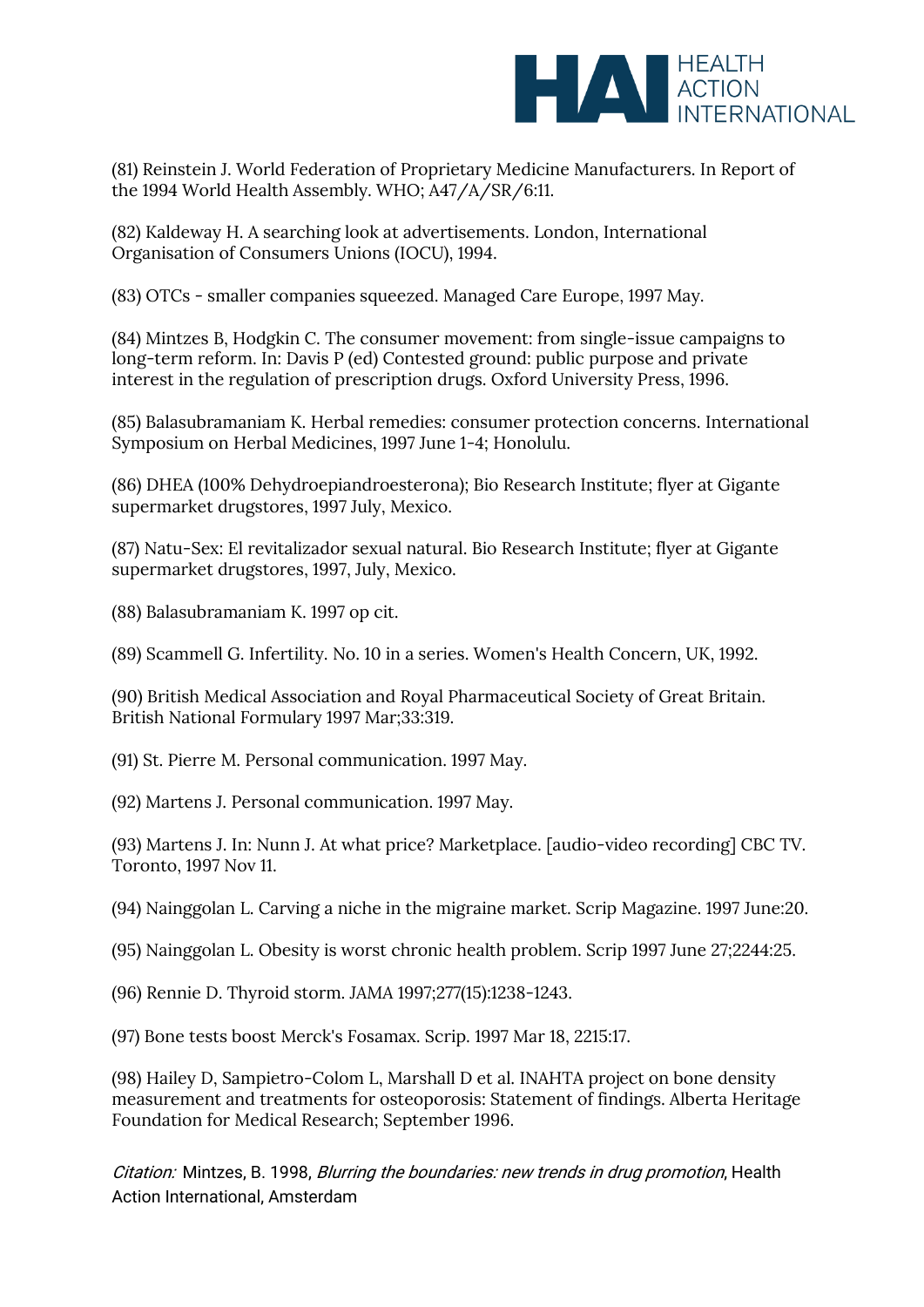(81) Reinstein J. World Federation of Proprietary Medicine Manufacturers. In Report of the 1994 World Health Assembly. WHO; A47/A/SR/6:11.

(82) Kaldeway H. A searching look at advertisements. London, International Organisation of Consumers Unions (IOCU), 1994.

(83) OTCs - smaller companies squeezed. Managed Care Europe, 1997 May.

(84) Mintzes B, Hodgkin C. The consumer movement: from single-issue campaigns to long-term reform. In: Davis P (ed) Contested ground: public purpose and private interest in the regulation of prescription drugs. Oxford University Press, 1996.

(85) Balasubramaniam K. Herbal remedies: consumer protection concerns. International Symposium on Herbal Medicines, 1997 June 1-4; Honolulu.

(86) DHEA (100% Dehydroepiandroesterona); Bio Research Institute; flyer at Gigante supermarket drugstores, 1997 July, Mexico.

(87) Natu-Sex: El revitalizador sexual natural. Bio Research Institute; flyer at Gigante supermarket drugstores, 1997, July, Mexico.

(88) Balasubramaniam K. 1997 op cit.

(89) Scammell G. Infertility. No. 10 in a series. Women's Health Concern, UK, 1992.

(90) British Medical Association and Royal Pharmaceutical Society of Great Britain. British National Formulary 1997 Mar;33:319.

(91) St. Pierre M. Personal communication. 1997 May.

(92) Martens J. Personal communication. 1997 May.

(93) Martens J. In: Nunn J. At what price? Marketplace. [audio-video recording] CBC TV. Toronto, 1997 Nov 11.

(94) Nainggolan L. Carving a niche in the migraine market. Scrip Magazine. 1997 June:20.

(95) Nainggolan L. Obesity is worst chronic health problem. Scrip 1997 June 27;2244:25.

(96) Rennie D. Thyroid storm. JAMA 1997;277(15):1238-1243.

(97) Bone tests boost Merck's Fosamax. Scrip. 1997 Mar 18, 2215:17.

(98) Hailey D, Sampietro-Colom L, Marshall D et al. INAHTA project on bone density measurement and treatments for osteoporosis: Statement of findings. Alberta Heritage Foundation for Medical Research; September 1996.

*Citation:* Mintzes, B. 1998, *Blurring the boundaries: new trends in drug promotion*, Health Action International, Amsterdam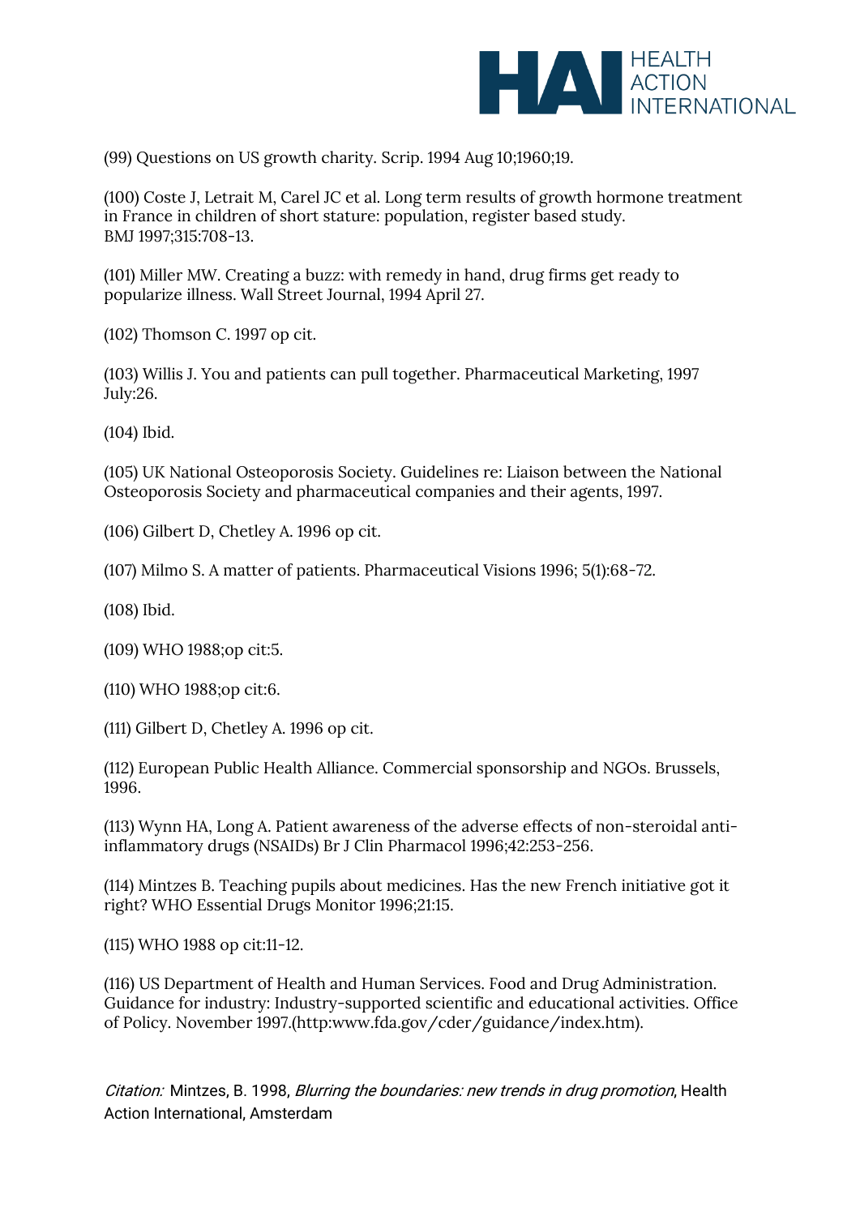(99) Questions on US growth charity. Scrip. 1994 Aug 10;1960;19.

(100) Coste J, Letrait M, Carel JC et al. Long term results of growth hormone treatment in France in children of short stature: population, register based study. BMJ 1997;315:708-13.

(101) Miller MW. Creating a buzz: with remedy in hand, drug firms get ready to popularize illness. Wall Street Journal, 1994 April 27.

(102) Thomson C. 1997 op cit.

(103) Willis J. You and patients can pull together. Pharmaceutical Marketing, 1997 July:26.

(104) Ibid.

(105) UK National Osteoporosis Society. Guidelines re: Liaison between the National Osteoporosis Society and pharmaceutical companies and their agents, 1997.

(106) Gilbert D, Chetley A. 1996 op cit.

(107) Milmo S. A matter of patients. Pharmaceutical Visions 1996; 5(1):68-72.

(108) Ibid.

(109) WHO 1988;op cit:5.

(110) WHO 1988;op cit:6.

(111) Gilbert D, Chetley A. 1996 op cit.

(112) European Public Health Alliance. Commercial sponsorship and NGOs. Brussels, 1996.

(113) Wynn HA, Long A. Patient awareness of the adverse effects of non-steroidal anti-inflammatory drugs (NSAIDs) Br J Clin Pharmacol 1996;42:253-256.

(114) Mintzes B. Teaching pupils about medicines. Has the new French initiative got it right? WHO Essential Drugs Monitor 1996;21:15.

(115) WHO 1988 op cit:11-12.

(116) US Department of Health and Human Services. Food and Drug Administration. Guidance for industry: Industry-supported scientific and educational activities. Office of Policy. November 1997.(http:www.fda.gov/cder/guidance/index.htm).

*Citation:* Mintzes, B. 1998, *Blurring the boundaries: new trends in drug promotion*, Health Action International, Amsterdam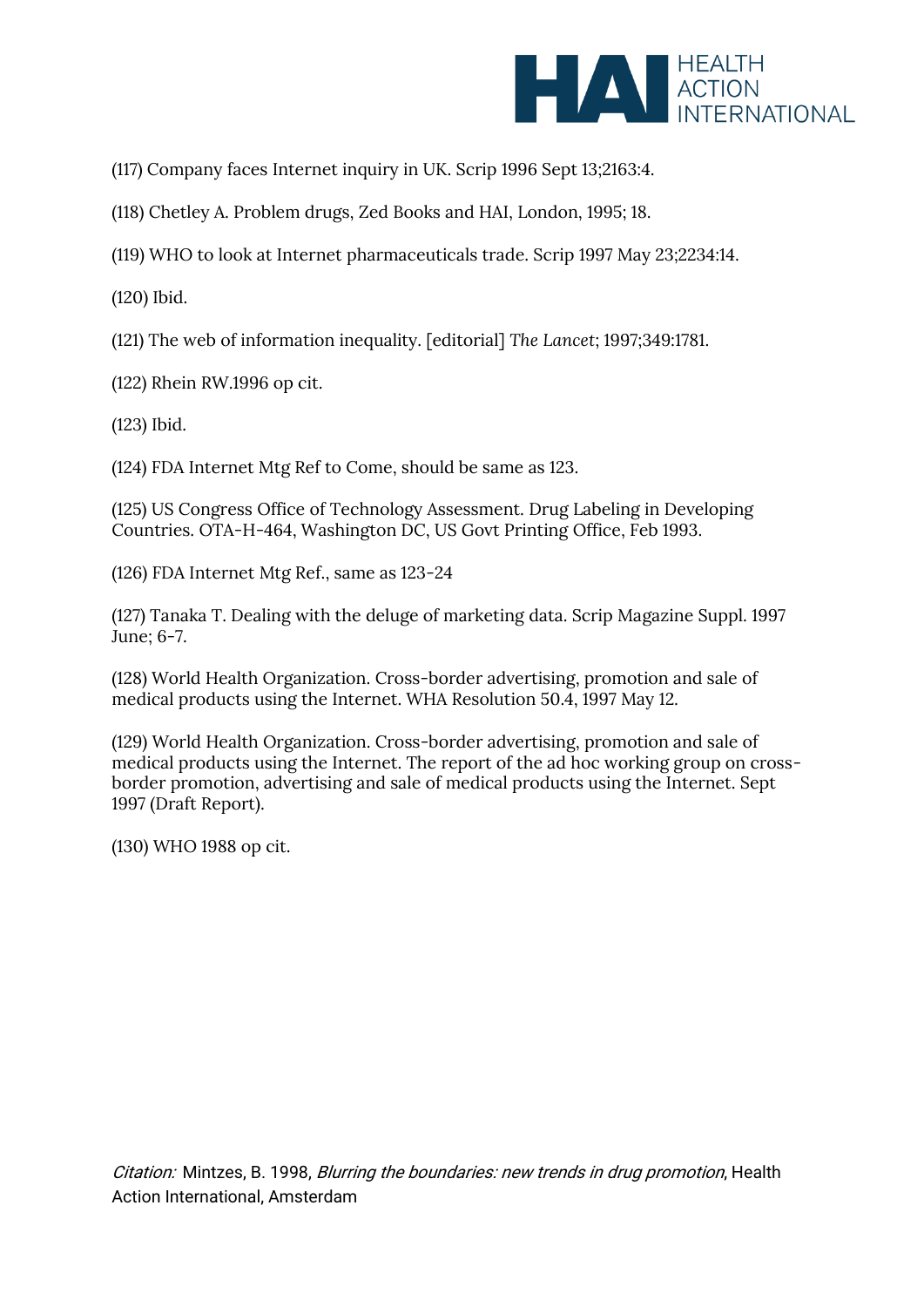(117) Company faces Internet inquiry in UK. Scrip 1996 Sept 13;2163:4.

(118) Chetley A. Problem drugs, Zed Books and HAI, London, 1995; 18.

(119) WHO to look at Internet pharmaceuticals trade. Scrip 1997 May 23;2234:14.

(120) Ibid.

(121) The web of information inequality. [editorial] *The Lancet*; 1997;349:1781.

(122) Rhein RW.1996 op cit.

(123) Ibid.

(124) FDA Internet Mtg Ref to Come, should be same as 123.

(125) US Congress Office of Technology Assessment. Drug Labeling in Developing Countries. OTA-H-464, Washington DC, US Govt Printing Office, Feb 1993.

(126) FDA Internet Mtg Ref., same as 123-24

(127) Tanaka T. Dealing with the deluge of marketing data. Scrip Magazine Suppl. 1997 June; 6-7.

(128) World Health Organization. Cross-border advertising, promotion and sale of medical products using the Internet. WHA Resolution 50.4, 1997 May 12.

(129) World Health Organization. Cross-border advertising, promotion and sale of medical products using the Internet. The report of the ad hoc working group on cross-border promotion, advertising and sale of medical products using the Internet. Sept 1997 (Draft Report).

(130) WHO 1988 op cit.

*Citation:* Mintzes, B. 1998, *Blurring the boundaries: new trends in drug promotion*, Health Action International, Amsterdam